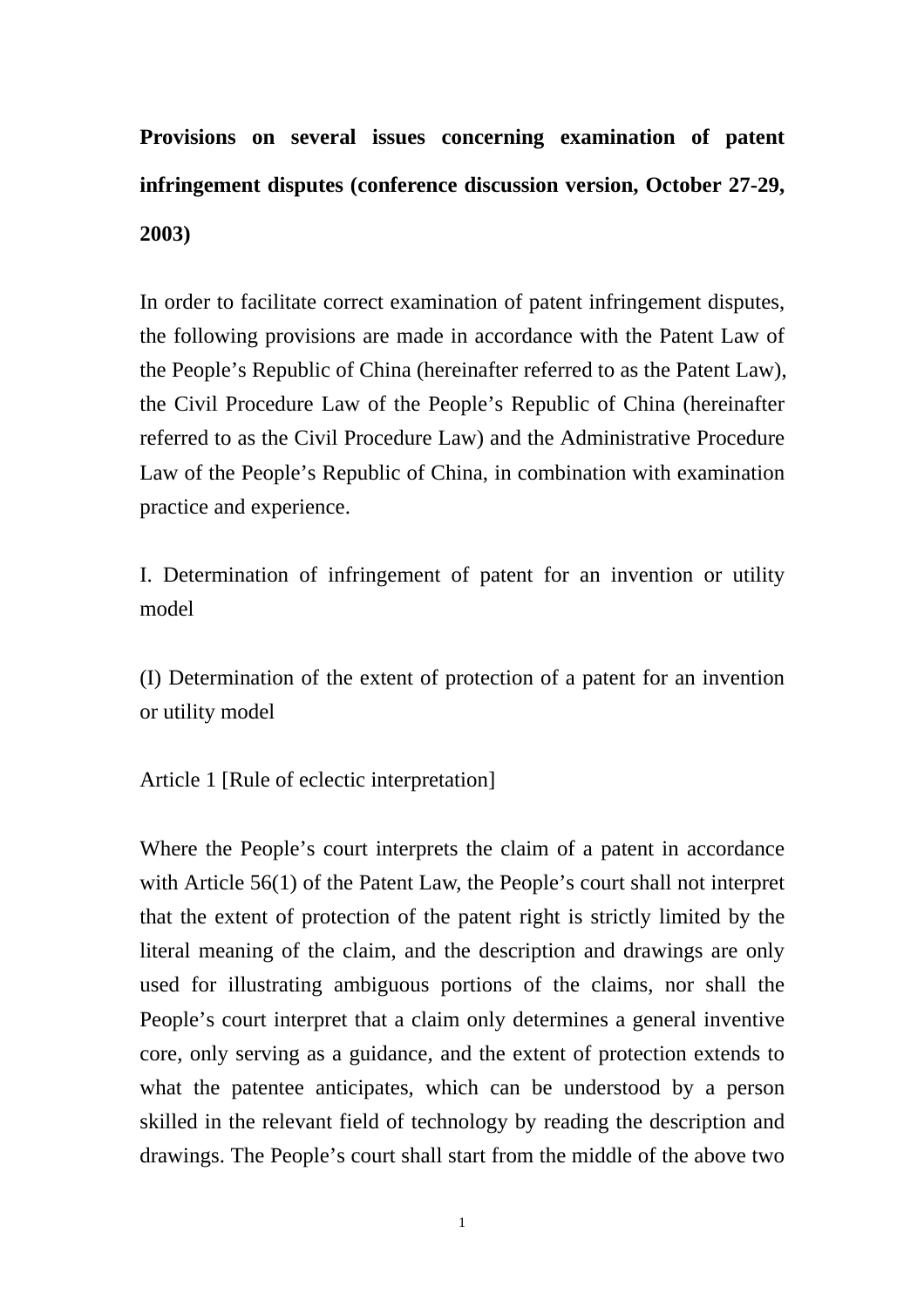# Provisions on several issues concerning examination of patent infringement disputes (conference discussion version, October 27-29, 2003)

In order to facilitate correct examination of patent infringement disputes, the following provisions are made in accordance with the Patent Law of the People's Republic of China (hereinafter referred to as the Patent Law), the Civil Procedure Law of the People's Republic of China (hereinafter referred to as the Civil Procedure Law) and the Administrative Procedure Law of the People's Republic of China, in combination with examination practice and experience.

## I. Determination of infringement of patent for an invention or utility model

### (I) Determination of the extent of protection of a patent for an invention or utility model

Article 1 [Rule of eclectic interpretation]

Where the People's court interprets the claim of a patent in accordance with Article 56(1) of the Patent Law, the People's court shall not interpret that the extent of protection of the patent right is strictly limited by the literal meaning of the claim, and the description and drawings are only used for illustrating ambiguous portions of the claims, nor shall the People's court interpret that a claim only determines a general inventive core, only serving as a guidance, and the extent of protection extends to what the patentee anticipates, which can be understood by a person skilled in the relevant field of technology by reading the description and drawings. The People's court shall start from the middle of the above two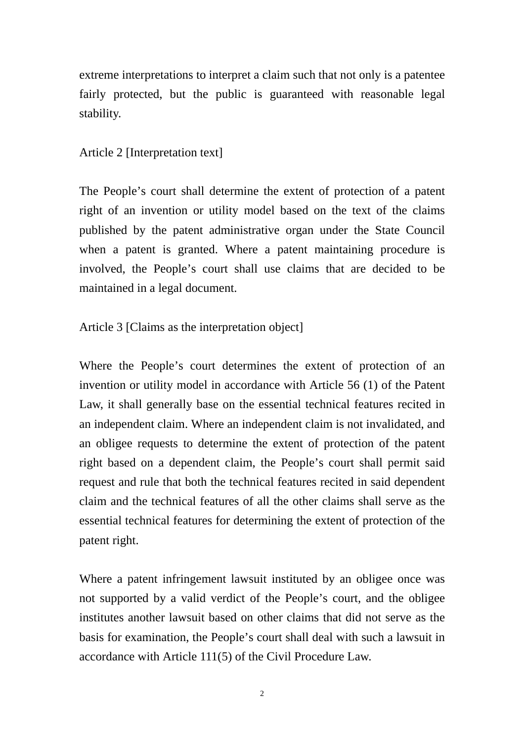extreme interpretations to interpret a claim such that not only is a patentee fairly protected, but the public is guaranteed with reasonable legal stability.

Article 2 [Interpretation text]

The People's court shall determine the extent of protection of a patent right of an invention or utility model based on the text of the claims published by the patent administrative organ under the State Council when a patent is granted. Where a patent maintaining procedure is involved, the People's court shall use claims that are decided to be maintained in a legal document.

Article 3 [Claims as the interpretation object]

Where the People's court determines the extent of protection of an invention or utility model in accordance with Article 56 (1) of the Patent Law, it shall generally base on the essential technical features recited in an independent claim. Where an independent claim is not invalidated, and an obligee requests to determine the extent of protection of the patent right based on a dependent claim, the People's court shall permit said request and rule that both the technical features recited in said dependent claim and the technical features of all the other claims shall serve as the essential technical features for determining the extent of protection of the patent right.

Where a patent infringement lawsuit instituted by an obligee once was not supported by a valid verdict of the People's court, and the obligee institutes another lawsuit based on other claims that did not serve as the basis for examination, the People's court shall deal with such a lawsuit in accordance with Article 111(5) of the Civil Procedure Law.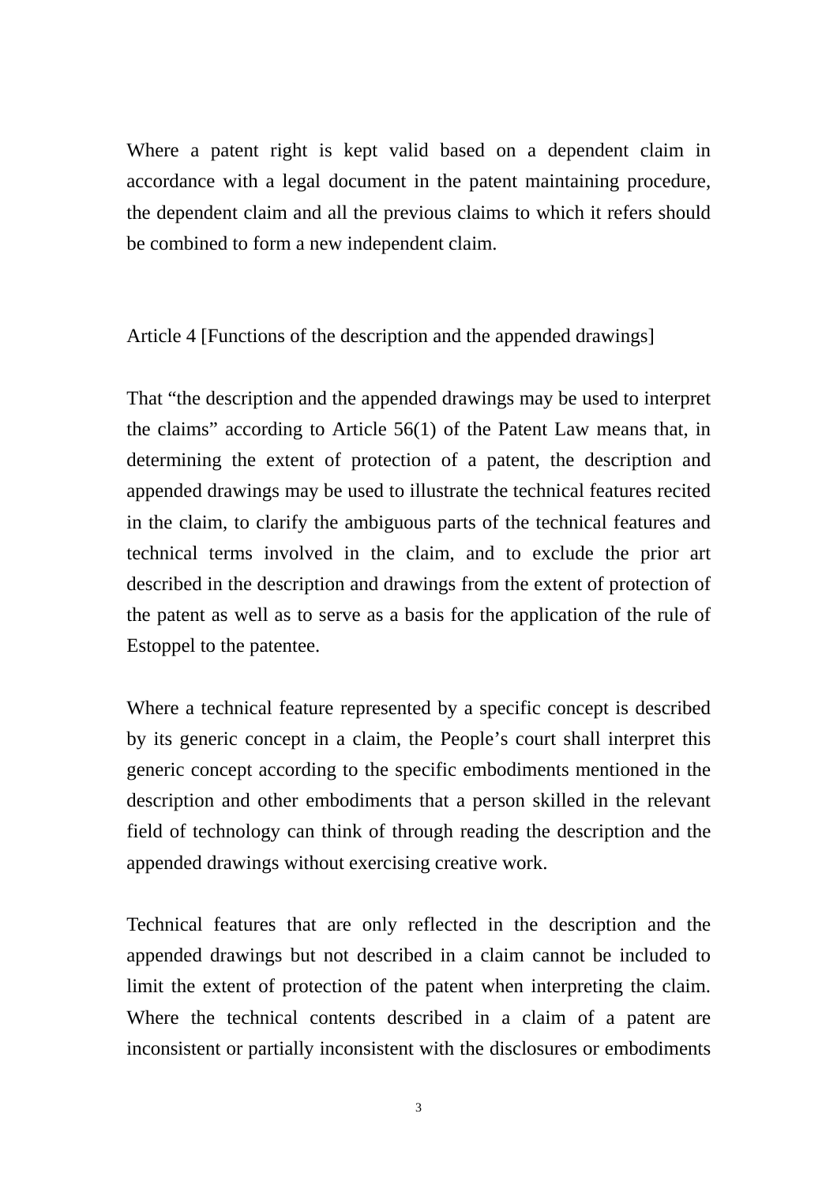Where a patent right is kept valid based on a dependent claim in accordance with a legal document in the patent maintaining procedure, the dependent claim and all the previous claims to which it refers should be combined to form a new independent claim.

Article 4 [Functions of the description and the appended drawings]

That "the description and the appended drawings may be used to interpret the claims" according to Article 56(1) of the Patent Law means that, in determining the extent of protection of a patent, the description and appended drawings may be used to illustrate the technical features recited in the claim, to clarify the ambiguous parts of the technical features and technical terms involved in the claim, and to exclude the prior art described in the description and drawings from the extent of protection of the patent as well as to serve as a basis for the application of the rule of Estoppel to the patentee.

Where a technical feature represented by a specific concept is described by its generic concept in a claim, the People's court shall interpret this generic concept according to the specific embodiments mentioned in the description and other embodiments that a person skilled in the relevant field of technology can think of through reading the description and the appended drawings without exercising creative work.

Technical features that are only reflected in the description and the appended drawings but not described in a claim cannot be included to limit the extent of protection of the patent when interpreting the claim. Where the technical contents described in a claim of a patent are inconsistent or partially inconsistent with the disclosures or embodiments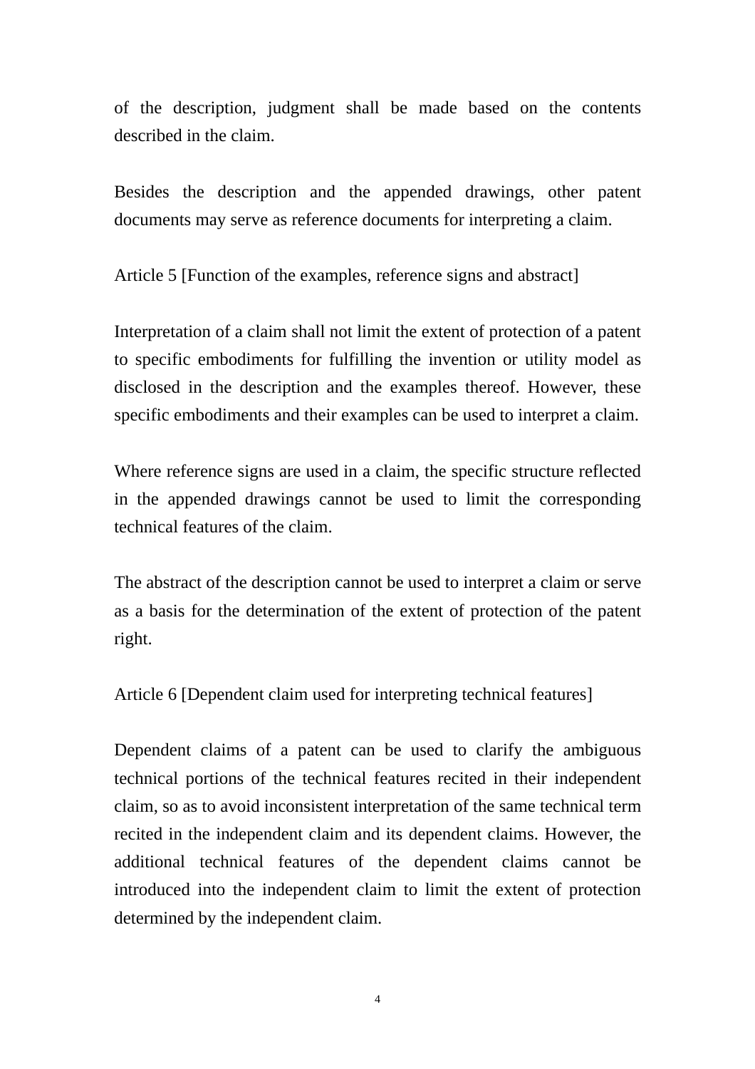of the description, judgment shall be made based on the contents described in the claim.

Besides the description and the appended drawings, other patent documents may serve as reference documents for interpreting a claim.

Article 5 [Function of the examples, reference signs and abstract]

Interpretation of a claim shall not limit the extent of protection of a patent to specific embodiments for fulfilling the invention or utility model as disclosed in the description and the examples thereof. However, these specific embodiments and their examples can be used to interpret a claim.

Where reference signs are used in a claim, the specific structure reflected in the appended drawings cannot be used to limit the corresponding technical features of the claim.

The abstract of the description cannot be used to interpret a claim or serve as a basis for the determination of the extent of protection of the patent right.

Article 6 [Dependent claim used for interpreting technical features]

Dependent claims of a patent can be used to clarify the ambiguous technical portions of the technical features recited in their independent claim, so as to avoid inconsistent interpretation of the same technical term recited in the independent claim and its dependent claims. However, the additional technical features of the dependent claims cannot be introduced into the independent claim to limit the extent of protection determined by the independent claim.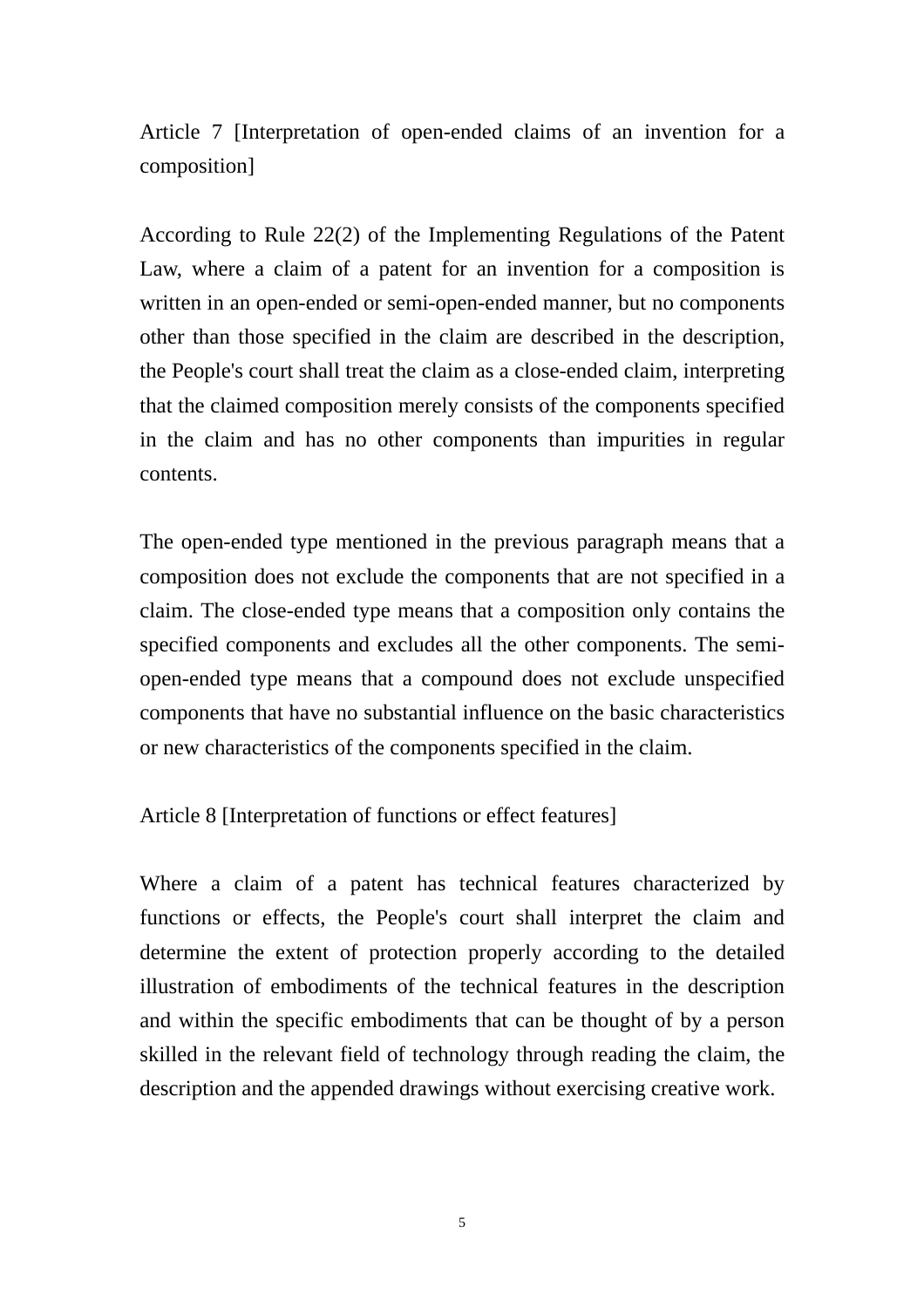Article 7 [Interpretation of open-ended claims of an invention for a composition]

According to Rule 22(2) of the Implementing Regulations of the Patent Law, where a claim of a patent for an invention for a composition is written in an open-ended or semi-open-ended manner, but no components other than those specified in the claim are described in the description, the People's court shall treat the claim as a close-ended claim, interpreting that the claimed composition merely consists of the components specified in the claim and has no other components than impurities in regular contents.

The open-ended type mentioned in the previous paragraph means that a composition does not exclude the components that are not specified in a claim. The close-ended type means that a composition only contains the specified components and excludes all the other components. The semi-open-ended type means that a compound does not exclude unspecified components that have no substantial influence on the basic characteristics or new characteristics of the components specified in the claim.

Article 8 [Interpretation of functions or effect features]

Where a claim of a patent has technical features characterized by functions or effects, the People's court shall interpret the claim and determine the extent of protection properly according to the detailed illustration of embodiments of the technical features in the description and within the specific embodiments that can be thought of by a person skilled in the relevant field of technology through reading the claim, the description and the appended drawings without exercising creative work.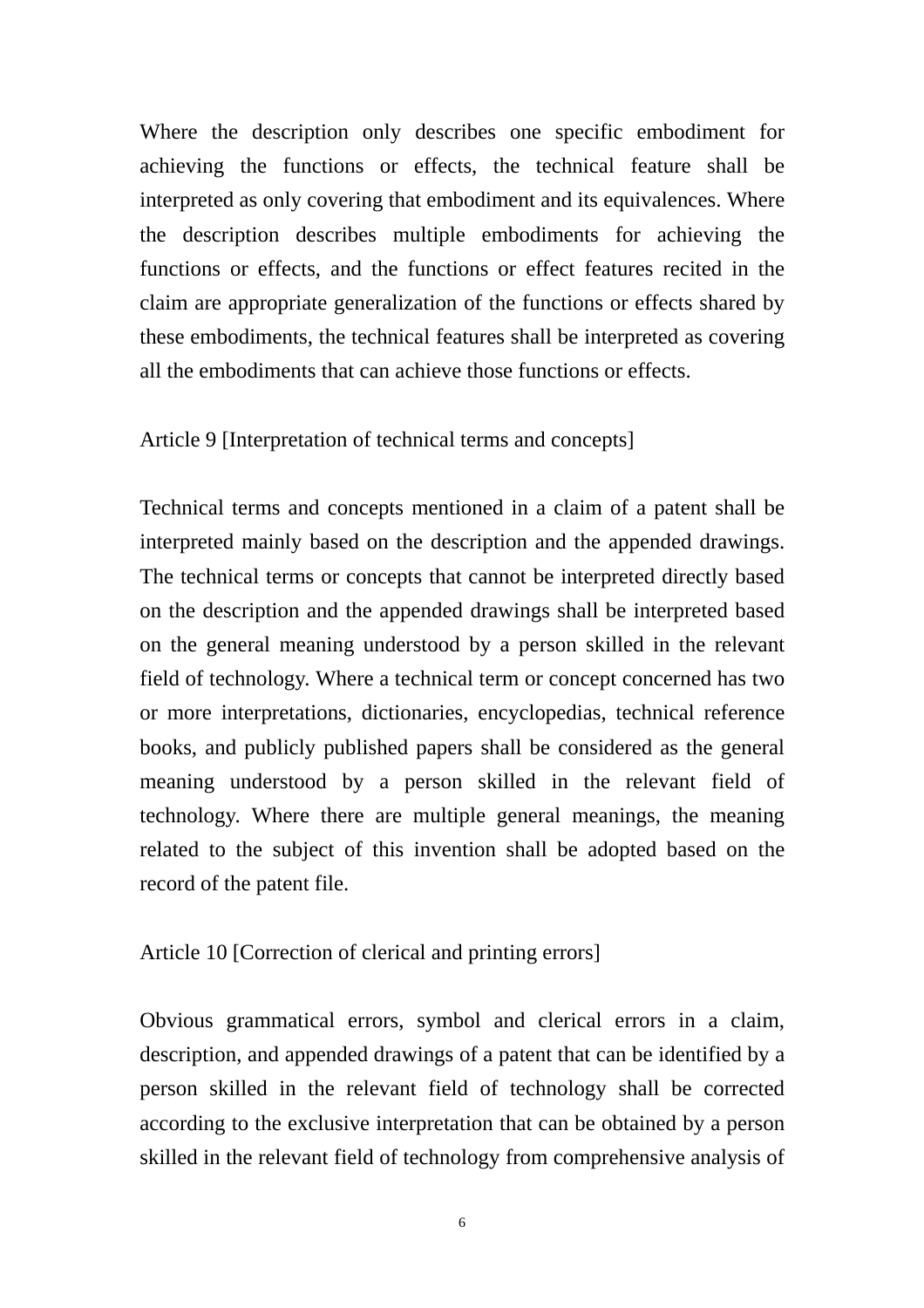Where the description only describes one specific embodiment for achieving the functions or effects, the technical feature shall be interpreted as only covering that embodiment and its equivalences. Where the description describes multiple embodiments for achieving the functions or effects, and the functions or effect features recited in the claim are appropriate generalization of the functions or effects shared by these embodiments, the technical features shall be interpreted as covering all the embodiments that can achieve those functions or effects.

Article 9 [Interpretation of technical terms and concepts]

Technical terms and concepts mentioned in a claim of a patent shall be interpreted mainly based on the description and the appended drawings. The technical terms or concepts that cannot be interpreted directly based on the description and the appended drawings shall be interpreted based on the general meaning understood by a person skilled in the relevant field of technology. Where a technical term or concept concerned has two or more interpretations, dictionaries, encyclopedias, technical reference books, and publicly published papers shall be considered as the general meaning understood by a person skilled in the relevant field of technology. Where there are multiple general meanings, the meaning related to the subject of this invention shall be adopted based on the record of the patent file.

Article 10 [Correction of clerical and printing errors]

Obvious grammatical errors, symbol and clerical errors in a claim, description, and appended drawings of a patent that can be identified by a person skilled in the relevant field of technology shall be corrected according to the exclusive interpretation that can be obtained by a person skilled in the relevant field of technology from comprehensive analysis of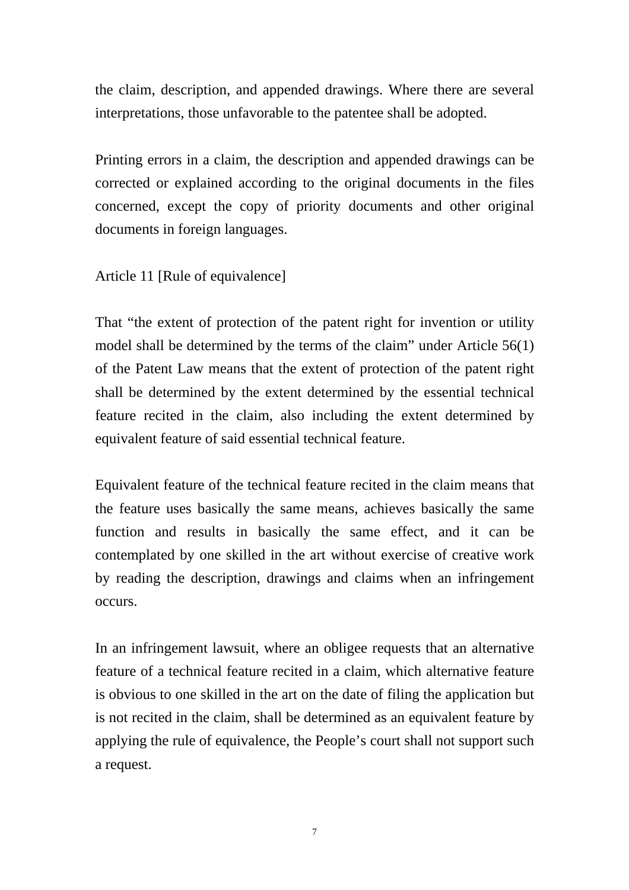the claim, description, and appended drawings. Where there are several interpretations, those unfavorable to the patentee shall be adopted.

Printing errors in a claim, the description and appended drawings can be corrected or explained according to the original documents in the files concerned, except the copy of priority documents and other original documents in foreign languages.

Article 11 [Rule of equivalence]

That "the extent of protection of the patent right for invention or utility model shall be determined by the terms of the claim" under Article 56(1) of the Patent Law means that the extent of protection of the patent right shall be determined by the extent determined by the essential technical feature recited in the claim, also including the extent determined by equivalent feature of said essential technical feature.

Equivalent feature of the technical feature recited in the claim means that the feature uses basically the same means, achieves basically the same function and results in basically the same effect, and it can be contemplated by one skilled in the art without exercise of creative work by reading the description, drawings and claims when an infringement occurs.

In an infringement lawsuit, where an obligee requests that an alternative feature of a technical feature recited in a claim, which alternative feature is obvious to one skilled in the art on the date of filing the application but is not recited in the claim, shall be determined as an equivalent feature by applying the rule of equivalence, the People's court shall not support such a request.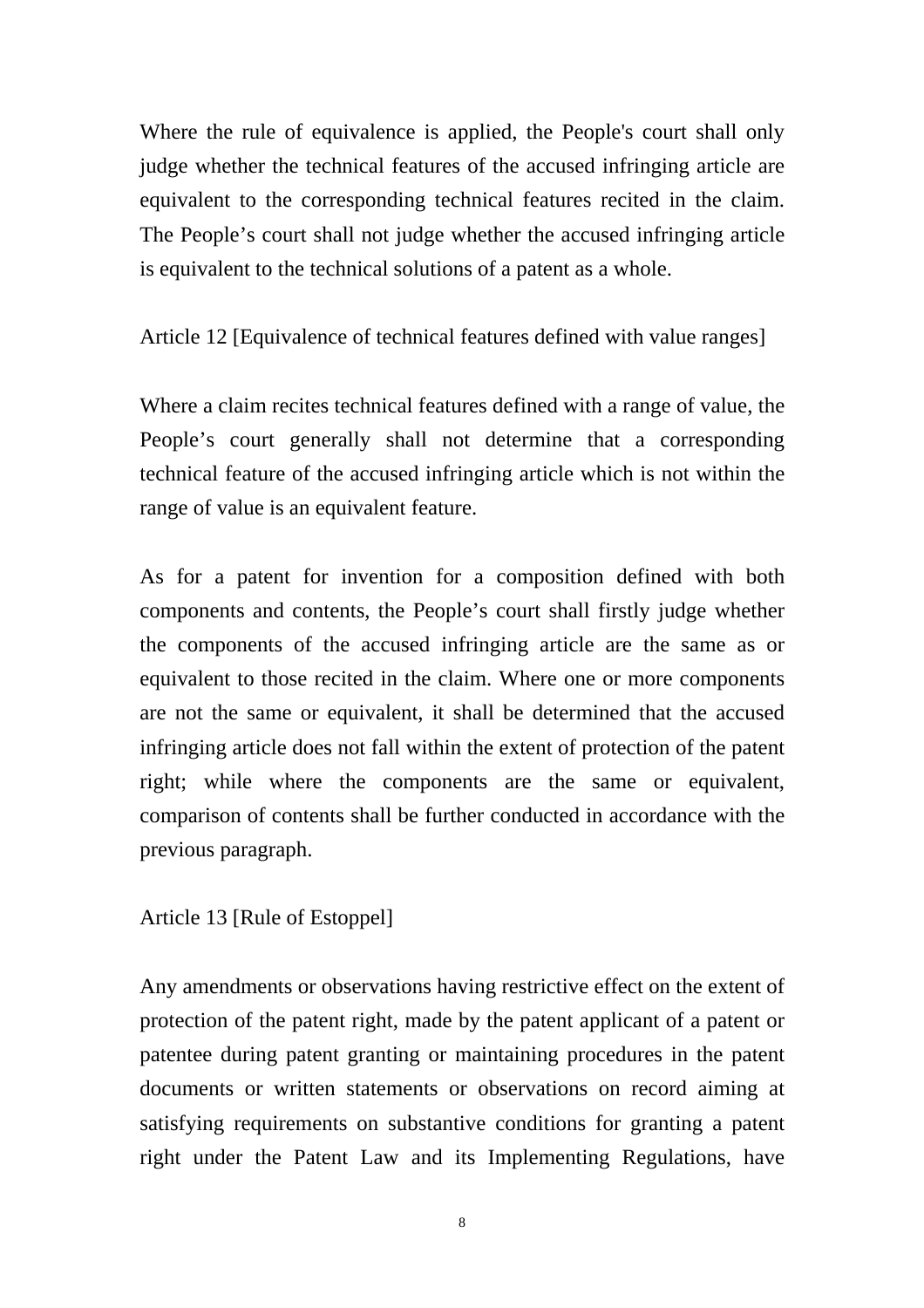Where the rule of equivalence is applied, the People's court shall only judge whether the technical features of the accused infringing article are equivalent to the corresponding technical features recited in the claim. The People’s court shall not judge whether the accused infringing article is equivalent to the technical solutions of a patent as a whole.

Article 12 [Equivalence of technical features defined with value ranges]

Where a claim recites technical features defined with a range of value, the People’s court generally shall not determine that a corresponding technical feature of the accused infringing article which is not within the range of value is an equivalent feature.

As for a patent for invention for a composition defined with both components and contents, the People’s court shall firstly judge whether the components of the accused infringing article are the same as or equivalent to those recited in the claim. Where one or more components are not the same or equivalent, it shall be determined that the accused infringing article does not fall within the extent of protection of the patent right; while where the components are the same or equivalent, comparison of contents shall be further conducted in accordance with the previous paragraph.

Article 13 [Rule of Estoppel]

Any amendments or observations having restrictive effect on the extent of protection of the patent right, made by the patent applicant of a patent or patentee during patent granting or maintaining procedures in the patent documents or written statements or observations on record aiming at satisfying requirements on substantive conditions for granting a patent right under the Patent Law and its Implementing Regulations, have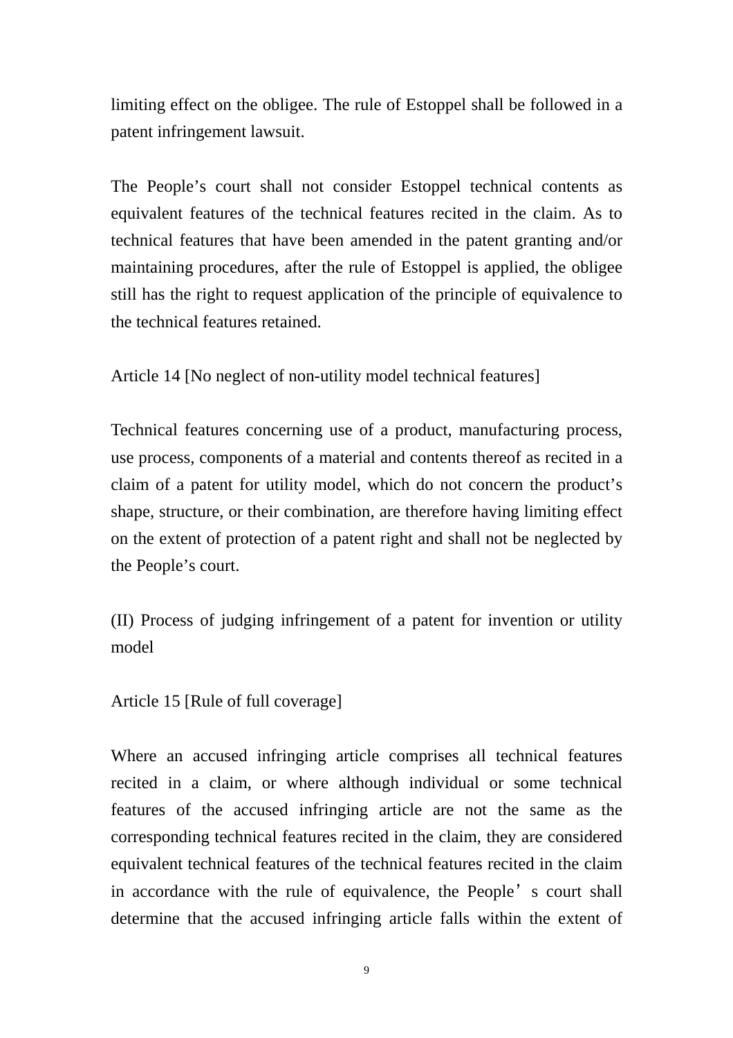limiting effect on the obligee. The rule of Estoppel shall be followed in a patent infringement lawsuit.

The People's court shall not consider Estoppel technical contents as equivalent features of the technical features recited in the claim. As to technical features that have been amended in the patent granting and/or maintaining procedures, after the rule of Estoppel is applied, the obligee still has the right to request application of the principle of equivalence to the technical features retained.

Article 14 [No neglect of non-utility model technical features]

Technical features concerning use of a product, manufacturing process, use process, components of a material and contents thereof as recited in a claim of a patent for utility model, which do not concern the product's shape, structure, or their combination, are therefore having limiting effect on the extent of protection of a patent right and shall not be neglected by the People's court.

(II) Process of judging infringement of a patent for invention or utility model

Article 15 [Rule of full coverage]

Where an accused infringing article comprises all technical features recited in a claim, or where although individual or some technical features of the accused infringing article are not the same as the corresponding technical features recited in the claim, they are considered equivalent technical features of the technical features recited in the claim in accordance with the rule of equivalence, the People's court shall determine that the accused infringing article falls within the extent of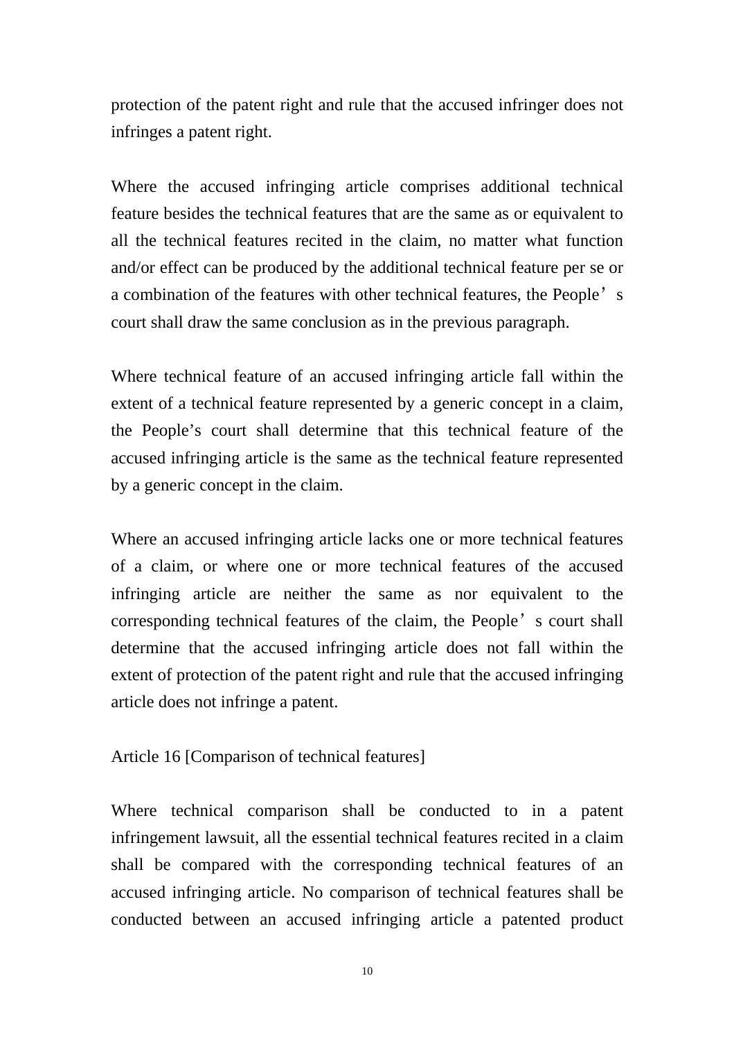protection of the patent right and rule that the accused infringer does not infringes a patent right.

Where the accused infringing article comprises additional technical feature besides the technical features that are the same as or equivalent to all the technical features recited in the claim, no matter what function and/or effect can be produced by the additional technical feature per se or a combination of the features with other technical features, the People's court shall draw the same conclusion as in the previous paragraph.

Where technical feature of an accused infringing article fall within the extent of a technical feature represented by a generic concept in a claim, the People's court shall determine that this technical feature of the accused infringing article is the same as the technical feature represented by a generic concept in the claim.

Where an accused infringing article lacks one or more technical features of a claim, or where one or more technical features of the accused infringing article are neither the same as nor equivalent to the corresponding technical features of the claim, the People's court shall determine that the accused infringing article does not fall within the extent of protection of the patent right and rule that the accused infringing article does not infringe a patent.

Article 16 [Comparison of technical features]

Where technical comparison shall be conducted to in a patent infringement lawsuit, all the essential technical features recited in a claim shall be compared with the corresponding technical features of an accused infringing article. No comparison of technical features shall be conducted between an accused infringing article a patented product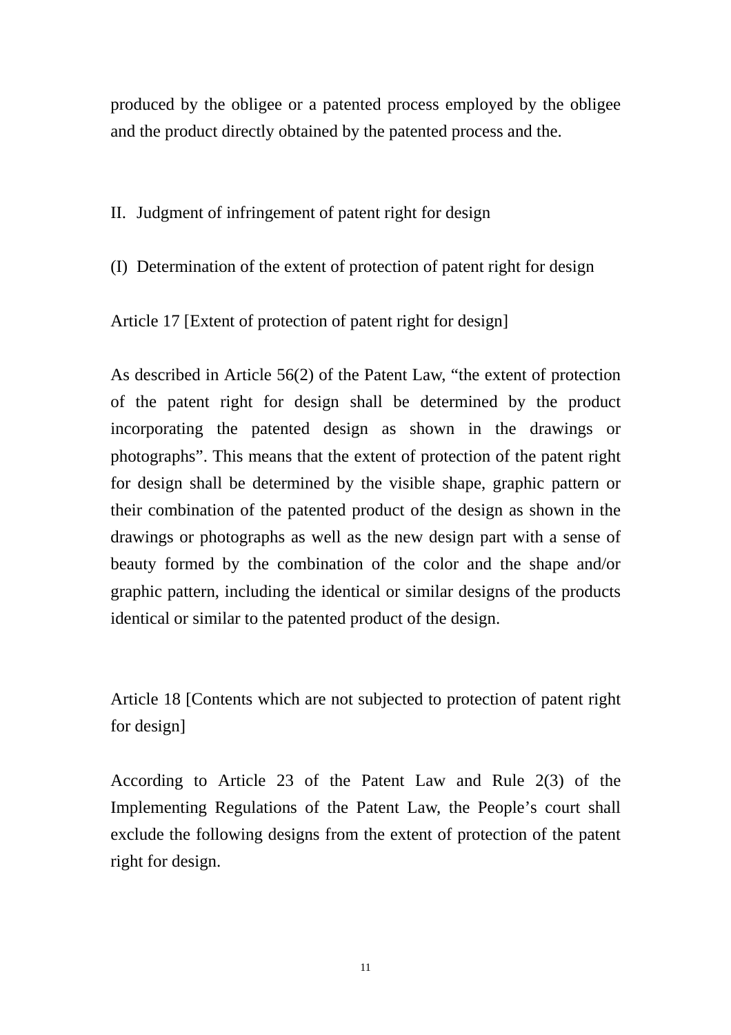produced by the obligee or a patented process employed by the obligee and the product directly obtained by the patented process and the.

## II. Judgment of infringement of patent right for design

### (I) Determination of the extent of protection of patent right for design

Article 17 [Extent of protection of patent right for design]

As described in Article 56(2) of the Patent Law, “the extent of protection of the patent right for design shall be determined by the product incorporating the patented design as shown in the drawings or photographs”. This means that the extent of protection of the patent right for design shall be determined by the visible shape, graphic pattern or their combination of the patented product of the design as shown in the drawings or photographs as well as the new design part with a sense of beauty formed by the combination of the color and the shape and/or graphic pattern, including the identical or similar designs of the products identical or similar to the patented product of the design.

Article 18 [Contents which are not subjected to protection of patent right for design]

According to Article 23 of the Patent Law and Rule 2(3) of the Implementing Regulations of the Patent Law, the People’s court shall exclude the following designs from the extent of protection of the patent right for design.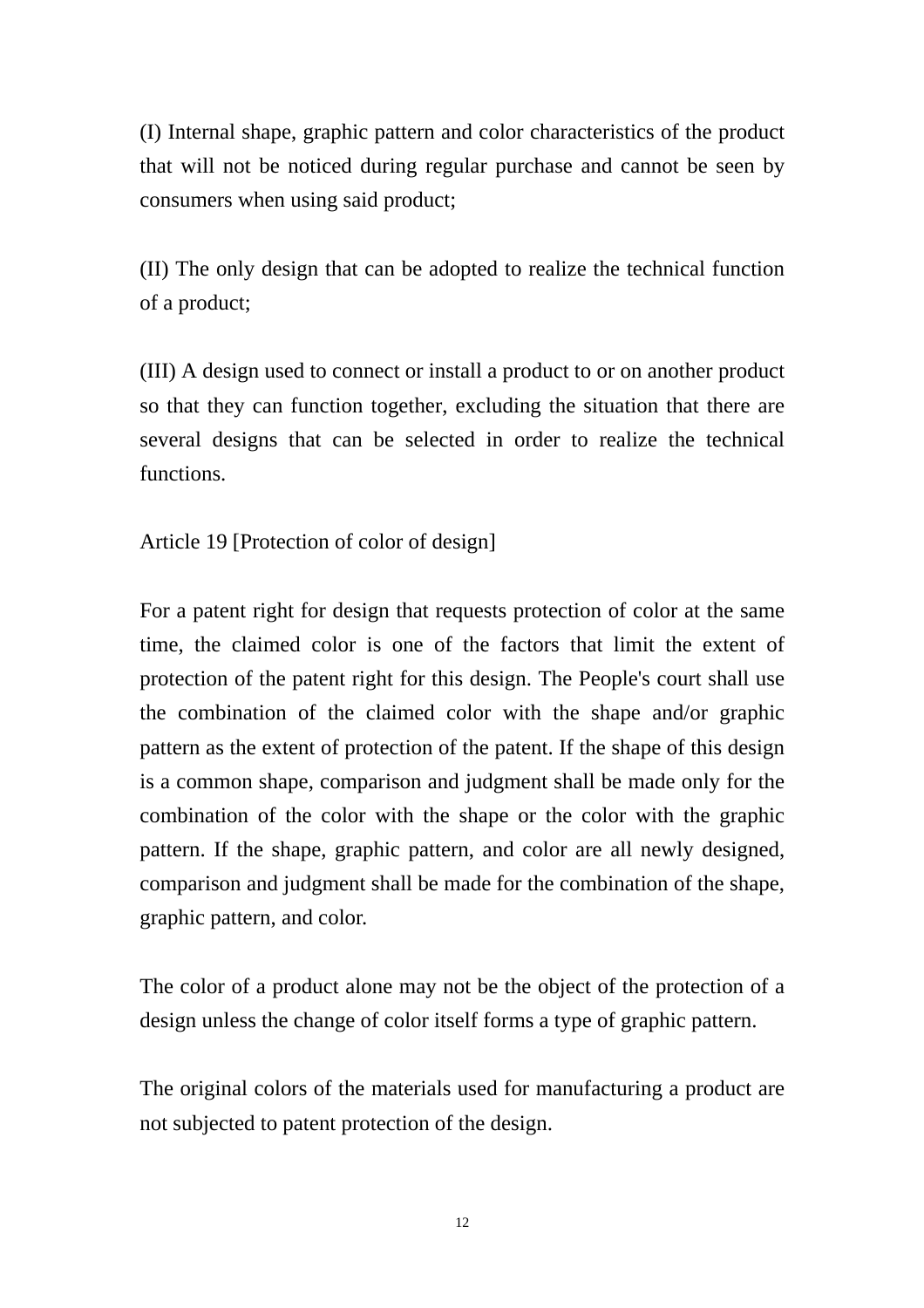(I) Internal shape, graphic pattern and color characteristics of the product that will not be noticed during regular purchase and cannot be seen by consumers when using said product;

(II) The only design that can be adopted to realize the technical function of a product;

(III) A design used to connect or install a product to or on another product so that they can function together, excluding the situation that there are several designs that can be selected in order to realize the technical functions.

Article 19 [Protection of color of design]

For a patent right for design that requests protection of color at the same time, the claimed color is one of the factors that limit the extent of protection of the patent right for this design. The People's court shall use the combination of the claimed color with the shape and/or graphic pattern as the extent of protection of the patent. If the shape of this design is a common shape, comparison and judgment shall be made only for the combination of the color with the shape or the color with the graphic pattern. If the shape, graphic pattern, and color are all newly designed, comparison and judgment shall be made for the combination of the shape, graphic pattern, and color.

The color of a product alone may not be the object of the protection of a design unless the change of color itself forms a type of graphic pattern.

The original colors of the materials used for manufacturing a product are not subjected to patent protection of the design.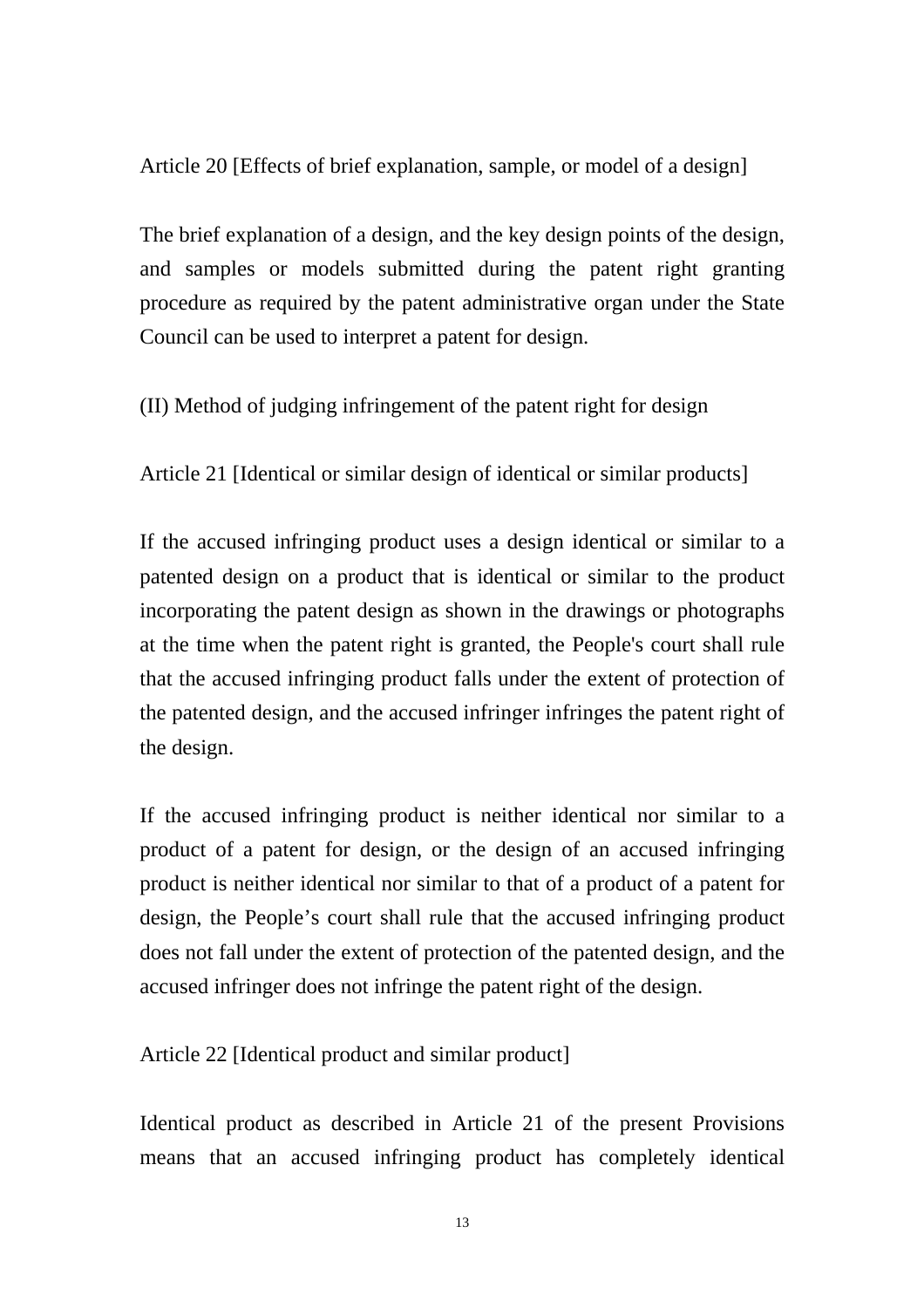Article 20 [Effects of brief explanation, sample, or model of a design]

The brief explanation of a design, and the key design points of the design, and samples or models submitted during the patent right granting procedure as required by the patent administrative organ under the State Council can be used to interpret a patent for design.

(II) Method of judging infringement of the patent right for design

Article 21 [Identical or similar design of identical or similar products]

If the accused infringing product uses a design identical or similar to a patented design on a product that is identical or similar to the product incorporating the patent design as shown in the drawings or photographs at the time when the patent right is granted, the People's court shall rule that the accused infringing product falls under the extent of protection of the patented design, and the accused infringer infringes the patent right of the design.

If the accused infringing product is neither identical nor similar to a product of a patent for design, or the design of an accused infringing product is neither identical nor similar to that of a product of a patent for design, the People’s court shall rule that the accused infringing product does not fall under the extent of protection of the patented design, and the accused infringer does not infringe the patent right of the design.

Article 22 [Identical product and similar product]

Identical product as described in Article 21 of the present Provisions means that an accused infringing product has completely identical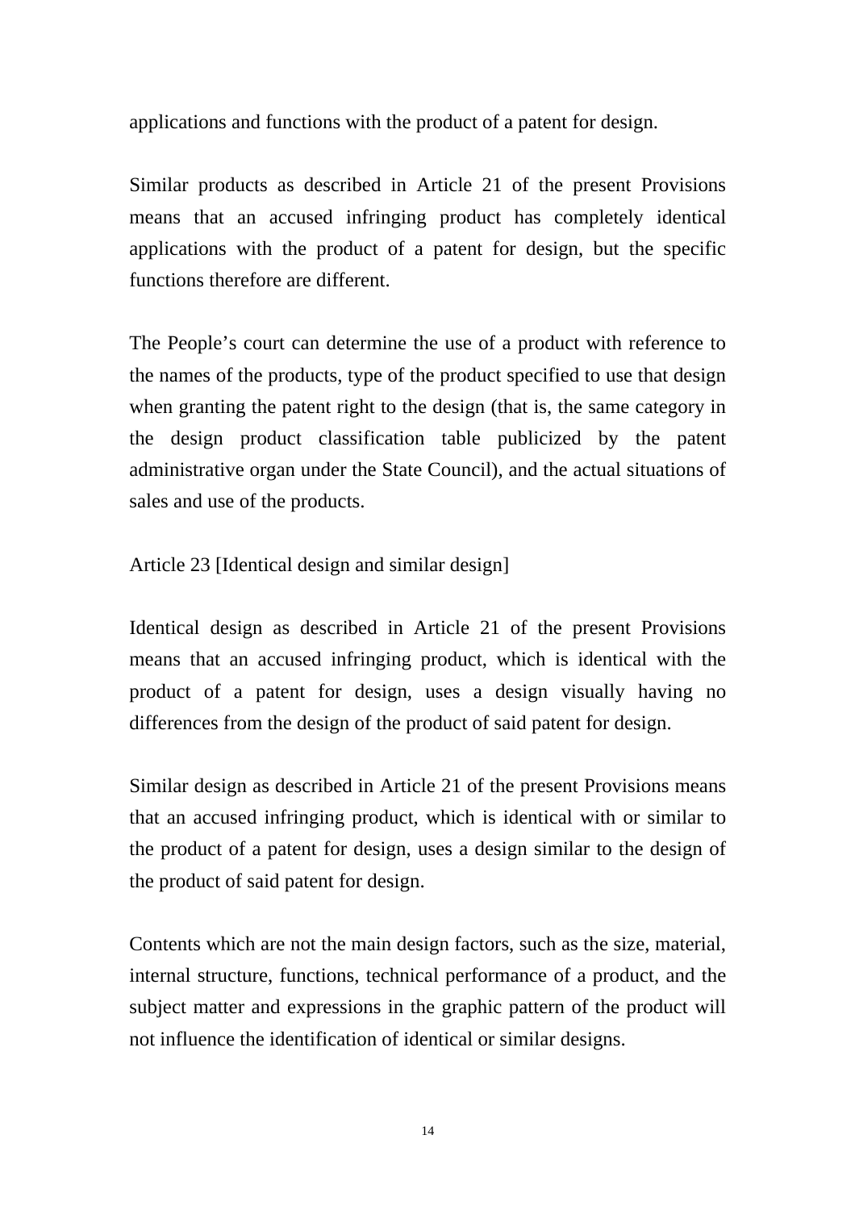applications and functions with the product of a patent for design.

Similar products as described in Article 21 of the present Provisions means that an accused infringing product has completely identical applications with the product of a patent for design, but the specific functions therefore are different.

The People's court can determine the use of a product with reference to the names of the products, type of the product specified to use that design when granting the patent right to the design (that is, the same category in the design product classification table publicized by the patent administrative organ under the State Council), and the actual situations of sales and use of the products.

Article 23 [Identical design and similar design]

Identical design as described in Article 21 of the present Provisions means that an accused infringing product, which is identical with the product of a patent for design, uses a design visually having no differences from the design of the product of said patent for design.

Similar design as described in Article 21 of the present Provisions means that an accused infringing product, which is identical with or similar to the product of a patent for design, uses a design similar to the design of the product of said patent for design.

Contents which are not the main design factors, such as the size, material, internal structure, functions, technical performance of a product, and the subject matter and expressions in the graphic pattern of the product will not influence the identification of identical or similar designs.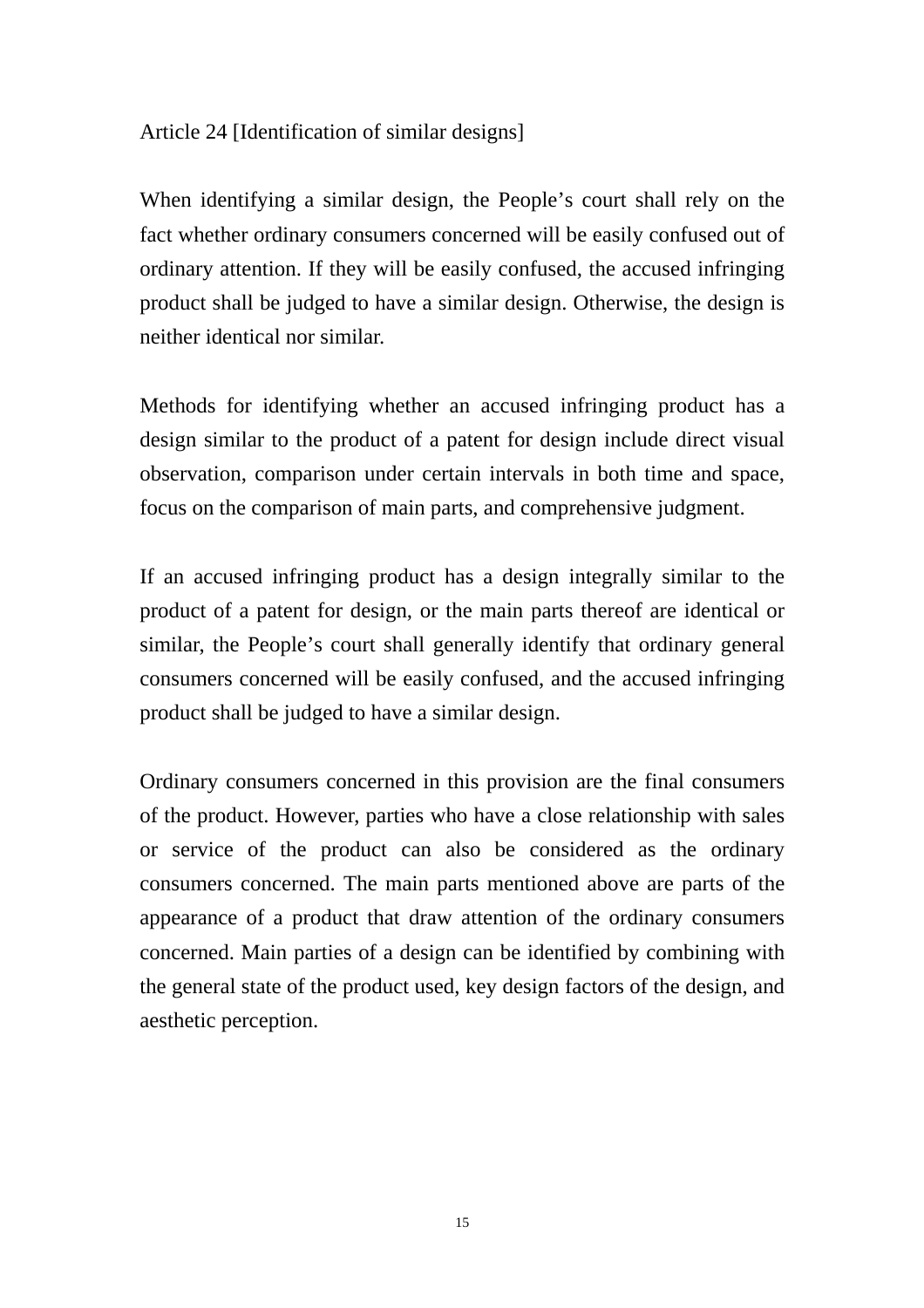Article 24 [Identification of similar designs]

When identifying a similar design, the People's court shall rely on the fact whether ordinary consumers concerned will be easily confused out of ordinary attention. If they will be easily confused, the accused infringing product shall be judged to have a similar design. Otherwise, the design is neither identical nor similar.

Methods for identifying whether an accused infringing product has a design similar to the product of a patent for design include direct visual observation, comparison under certain intervals in both time and space, focus on the comparison of main parts, and comprehensive judgment.

If an accused infringing product has a design integrally similar to the product of a patent for design, or the main parts thereof are identical or similar, the People's court shall generally identify that ordinary general consumers concerned will be easily confused, and the accused infringing product shall be judged to have a similar design.

Ordinary consumers concerned in this provision are the final consumers of the product. However, parties who have a close relationship with sales or service of the product can also be considered as the ordinary consumers concerned. The main parts mentioned above are parts of the appearance of a product that draw attention of the ordinary consumers concerned. Main parties of a design can be identified by combining with the general state of the product used, key design factors of the design, and aesthetic perception.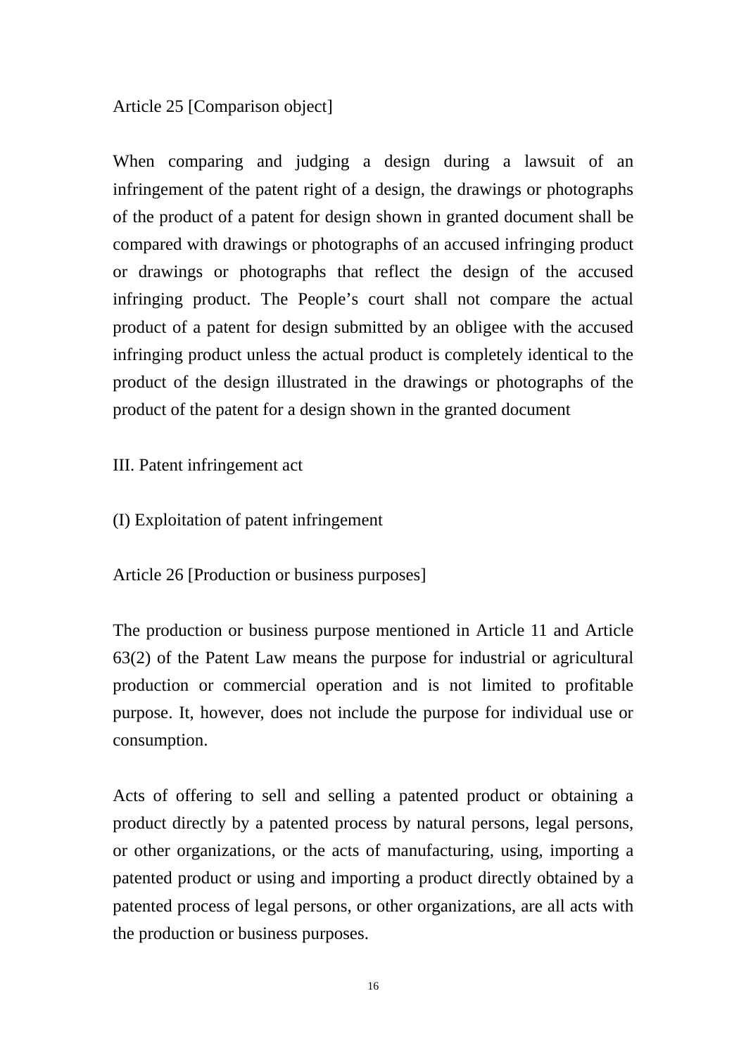Article 25 [Comparison object]

When comparing and judging a design during a lawsuit of an infringement of the patent right of a design, the drawings or photographs of the product of a patent for design shown in granted document shall be compared with drawings or photographs of an accused infringing product or drawings or photographs that reflect the design of the accused infringing product. The People's court shall not compare the actual product of a patent for design submitted by an obligee with the accused infringing product unless the actual product is completely identical to the product of the design illustrated in the drawings or photographs of the product of the patent for a design shown in the granted document

## III. Patent infringement act

### (I) Exploitation of patent infringement

Article 26 [Production or business purposes]

The production or business purpose mentioned in Article 11 and Article 63(2) of the Patent Law means the purpose for industrial or agricultural production or commercial operation and is not limited to profitable purpose. It, however, does not include the purpose for individual use or consumption.

Acts of offering to sell and selling a patented product or obtaining a product directly by a patented process by natural persons, legal persons, or other organizations, or the acts of manufacturing, using, importing a patented product or using and importing a product directly obtained by a patented process of legal persons, or other organizations, are all acts with the production or business purposes.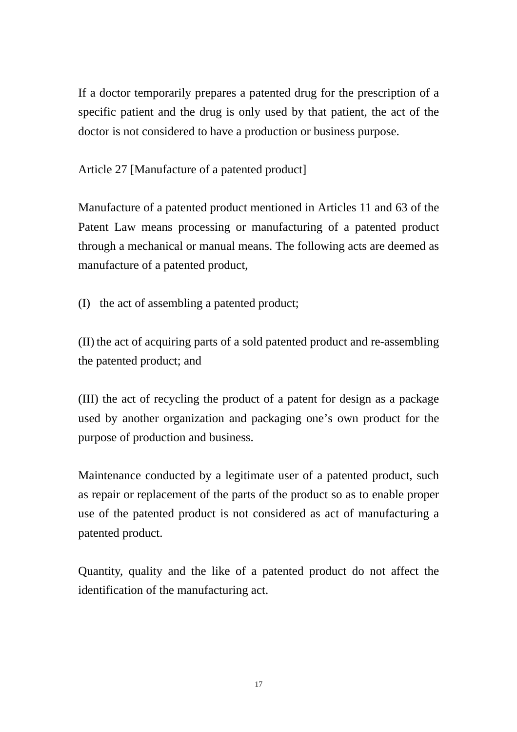If a doctor temporarily prepares a patented drug for the prescription of a specific patient and the drug is only used by that patient, the act of the doctor is not considered to have a production or business purpose.

Article 27 [Manufacture of a patented product]

Manufacture of a patented product mentioned in Articles 11 and 63 of the Patent Law means processing or manufacturing of a patented product through a mechanical or manual means. The following acts are deemed as manufacture of a patented product,

(I) the act of assembling a patented product;

(II) the act of acquiring parts of a sold patented product and re-assembling the patented product; and

(III) the act of recycling the product of a patent for design as a package used by another organization and packaging one's own product for the purpose of production and business.

Maintenance conducted by a legitimate user of a patented product, such as repair or replacement of the parts of the product so as to enable proper use of the patented product is not considered as act of manufacturing a patented product.

Quantity, quality and the like of a patented product do not affect the identification of the manufacturing act.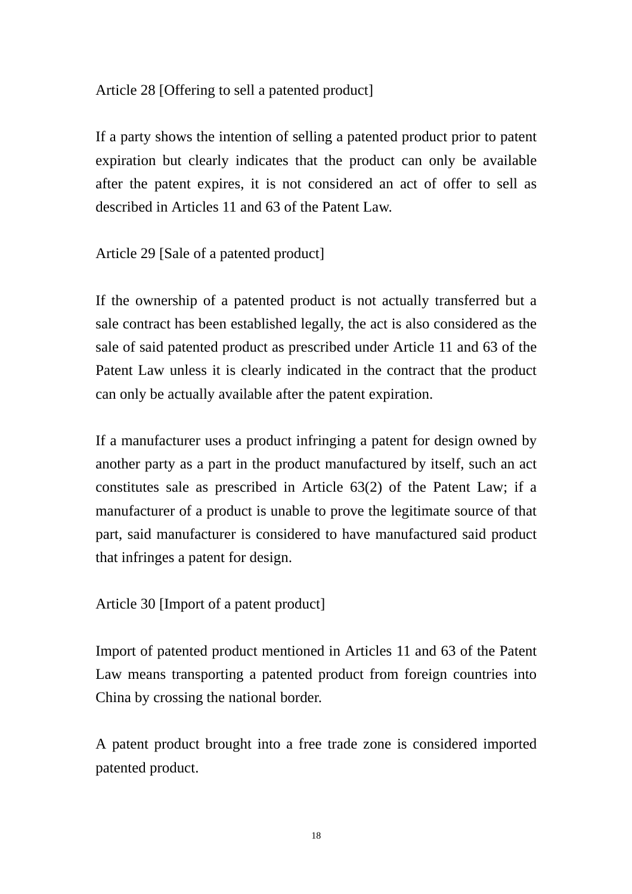Article 28 [Offering to sell a patented product]

If a party shows the intention of selling a patented product prior to patent expiration but clearly indicates that the product can only be available after the patent expires, it is not considered an act of offer to sell as described in Articles 11 and 63 of the Patent Law.

Article 29 [Sale of a patented product]

If the ownership of a patented product is not actually transferred but a sale contract has been established legally, the act is also considered as the sale of said patented product as prescribed under Article 11 and 63 of the Patent Law unless it is clearly indicated in the contract that the product can only be actually available after the patent expiration.

If a manufacturer uses a product infringing a patent for design owned by another party as a part in the product manufactured by itself, such an act constitutes sale as prescribed in Article 63(2) of the Patent Law; if a manufacturer of a product is unable to prove the legitimate source of that part, said manufacturer is considered to have manufactured said product that infringes a patent for design.

Article 30 [Import of a patent product]

Import of patented product mentioned in Articles 11 and 63 of the Patent Law means transporting a patented product from foreign countries into China by crossing the national border.

A patent product brought into a free trade zone is considered imported patented product.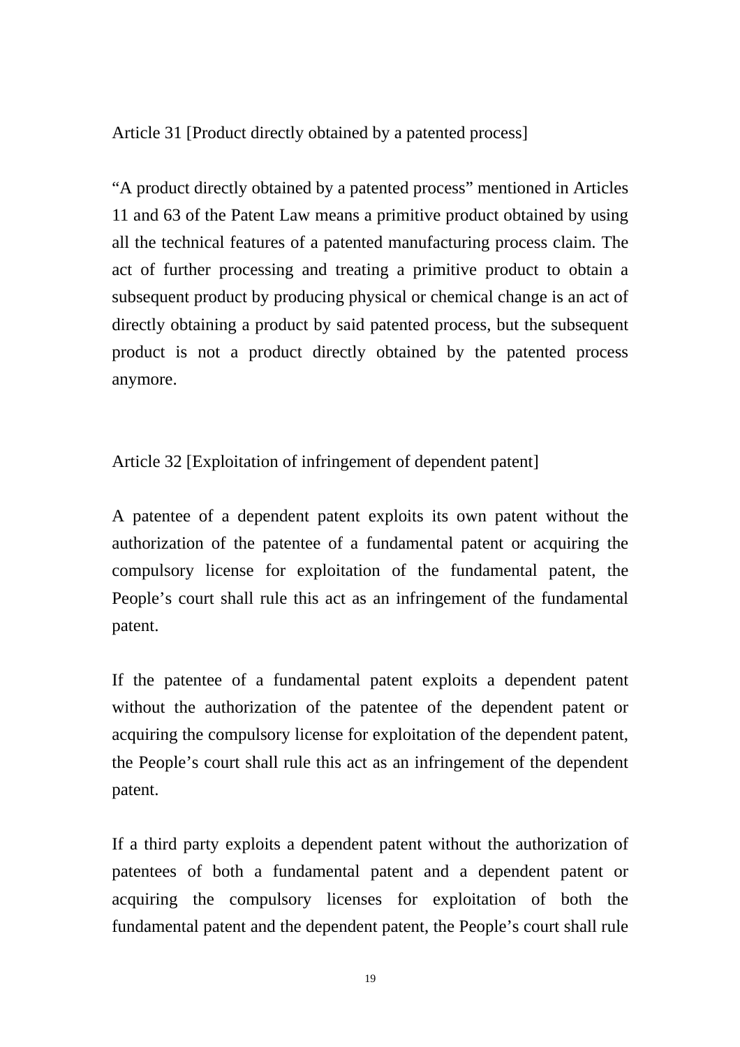Article 31 [Product directly obtained by a patented process]

“A product directly obtained by a patented process” mentioned in Articles 11 and 63 of the Patent Law means a primitive product obtained by using all the technical features of a patented manufacturing process claim. The act of further processing and treating a primitive product to obtain a subsequent product by producing physical or chemical change is an act of directly obtaining a product by said patented process, but the subsequent product is not a product directly obtained by the patented process anymore.

Article 32 [Exploitation of infringement of dependent patent]

A patentee of a dependent patent exploits its own patent without the authorization of the patentee of a fundamental patent or acquiring the compulsory license for exploitation of the fundamental patent, the People’s court shall rule this act as an infringement of the fundamental patent.

If the patentee of a fundamental patent exploits a dependent patent without the authorization of the patentee of the dependent patent or acquiring the compulsory license for exploitation of the dependent patent, the People’s court shall rule this act as an infringement of the dependent patent.

If a third party exploits a dependent patent without the authorization of patentees of both a fundamental patent and a dependent patent or acquiring the compulsory licenses for exploitation of both the fundamental patent and the dependent patent, the People’s court shall rule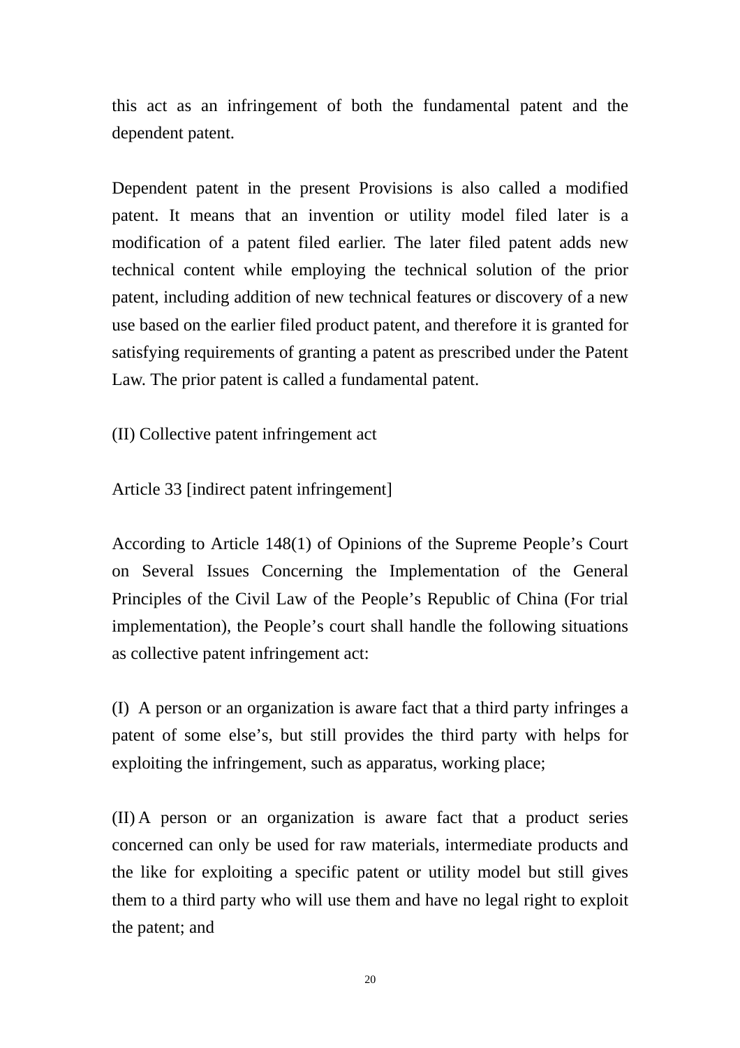this act as an infringement of both the fundamental patent and the dependent patent.

Dependent patent in the present Provisions is also called a modified patent. It means that an invention or utility model filed later is a modification of a patent filed earlier. The later filed patent adds new technical content while employing the technical solution of the prior patent, including addition of new technical features or discovery of a new use based on the earlier filed product patent, and therefore it is granted for satisfying requirements of granting a patent as prescribed under the Patent Law. The prior patent is called a fundamental patent.

(II) Collective patent infringement act

Article 33 [indirect patent infringement]

According to Article 148(1) of Opinions of the Supreme People's Court on Several Issues Concerning the Implementation of the General Principles of the Civil Law of the People's Republic of China (For trial implementation), the People's court shall handle the following situations as collective patent infringement act:

(I) A person or an organization is aware fact that a third party infringes a patent of some else's, but still provides the third party with helps for exploiting the infringement, such as apparatus, working place;

(II) A person or an organization is aware fact that a product series concerned can only be used for raw materials, intermediate products and the like for exploiting a specific patent or utility model but still gives them to a third party who will use them and have no legal right to exploit the patent; and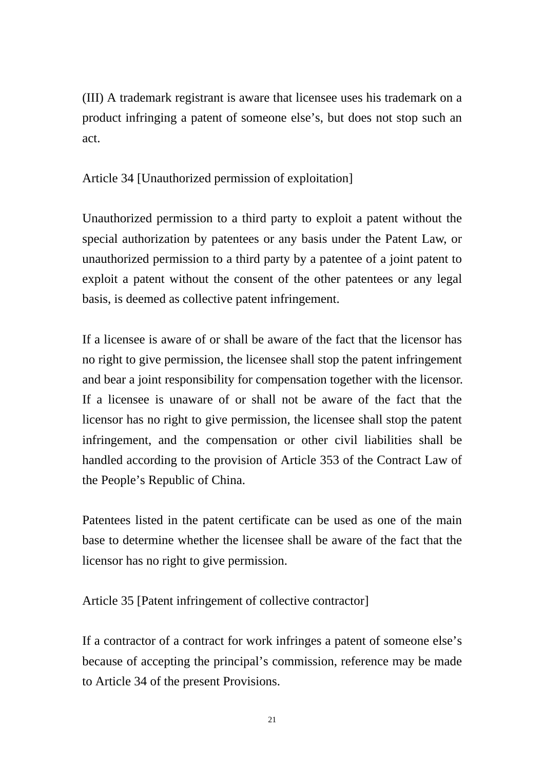(III) A trademark registrant is aware that licensee uses his trademark on a product infringing a patent of someone else's, but does not stop such an act.

Article 34 [Unauthorized permission of exploitation]

Unauthorized permission to a third party to exploit a patent without the special authorization by patentees or any basis under the Patent Law, or unauthorized permission to a third party by a patentee of a joint patent to exploit a patent without the consent of the other patentees or any legal basis, is deemed as collective patent infringement.

If a licensee is aware of or shall be aware of the fact that the licensor has no right to give permission, the licensee shall stop the patent infringement and bear a joint responsibility for compensation together with the licensor. If a licensee is unaware of or shall not be aware of the fact that the licensor has no right to give permission, the licensee shall stop the patent infringement, and the compensation or other civil liabilities shall be handled according to the provision of Article 353 of the Contract Law of the People's Republic of China.

Patentees listed in the patent certificate can be used as one of the main base to determine whether the licensee shall be aware of the fact that the licensor has no right to give permission.

Article 35 [Patent infringement of collective contractor]

If a contractor of a contract for work infringes a patent of someone else's because of accepting the principal's commission, reference may be made to Article 34 of the present Provisions.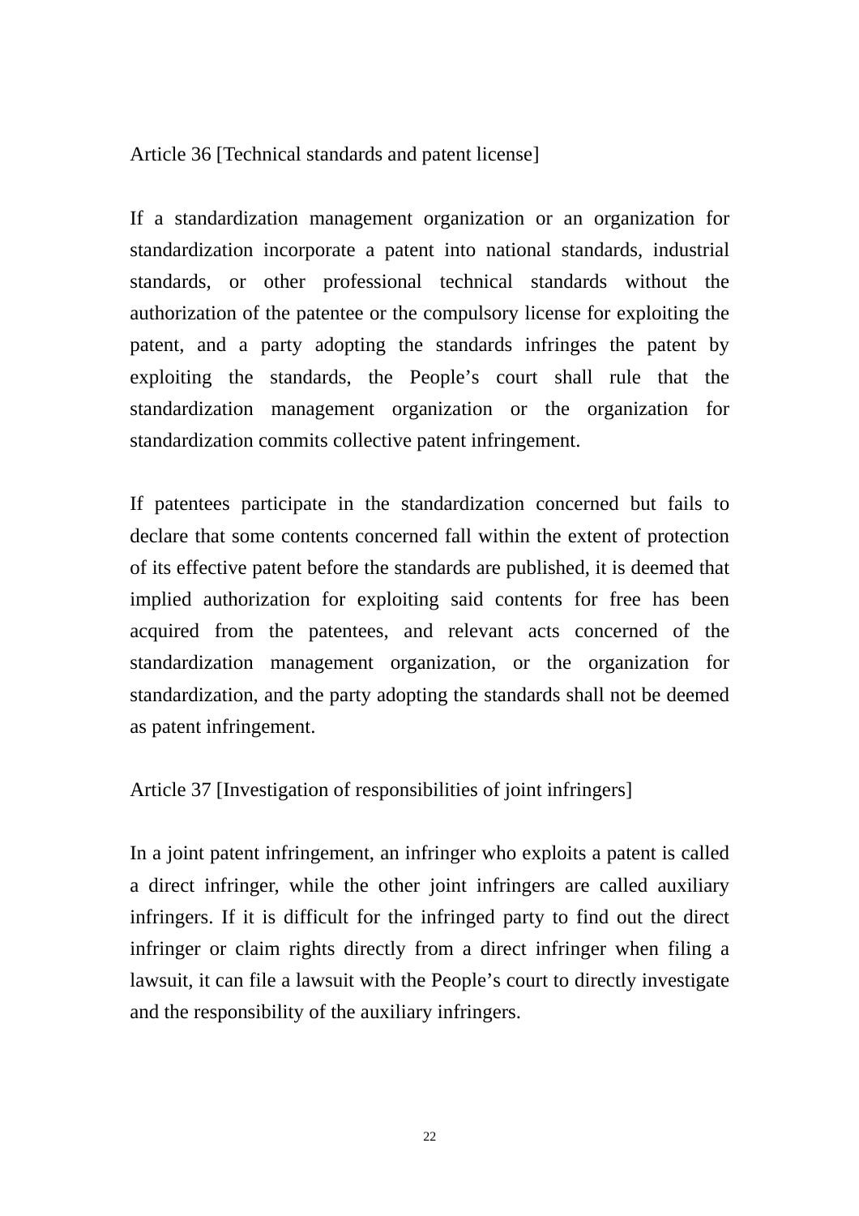Article 36 [Technical standards and patent license]

If a standardization management organization or an organization for standardization incorporate a patent into national standards, industrial standards, or other professional technical standards without the authorization of the patentee or the compulsory license for exploiting the patent, and a party adopting the standards infringes the patent by exploiting the standards, the People's court shall rule that the standardization management organization or the organization for standardization commits collective patent infringement.

If patentees participate in the standardization concerned but fails to declare that some contents concerned fall within the extent of protection of its effective patent before the standards are published, it is deemed that implied authorization for exploiting said contents for free has been acquired from the patentees, and relevant acts concerned of the standardization management organization, or the organization for standardization, and the party adopting the standards shall not be deemed as patent infringement.

Article 37 [Investigation of responsibilities of joint infringers]

In a joint patent infringement, an infringer who exploits a patent is called a direct infringer, while the other joint infringers are called auxiliary infringers. If it is difficult for the infringed party to find out the direct infringer or claim rights directly from a direct infringer when filing a lawsuit, it can file a lawsuit with the People's court to directly investigate and the responsibility of the auxiliary infringers.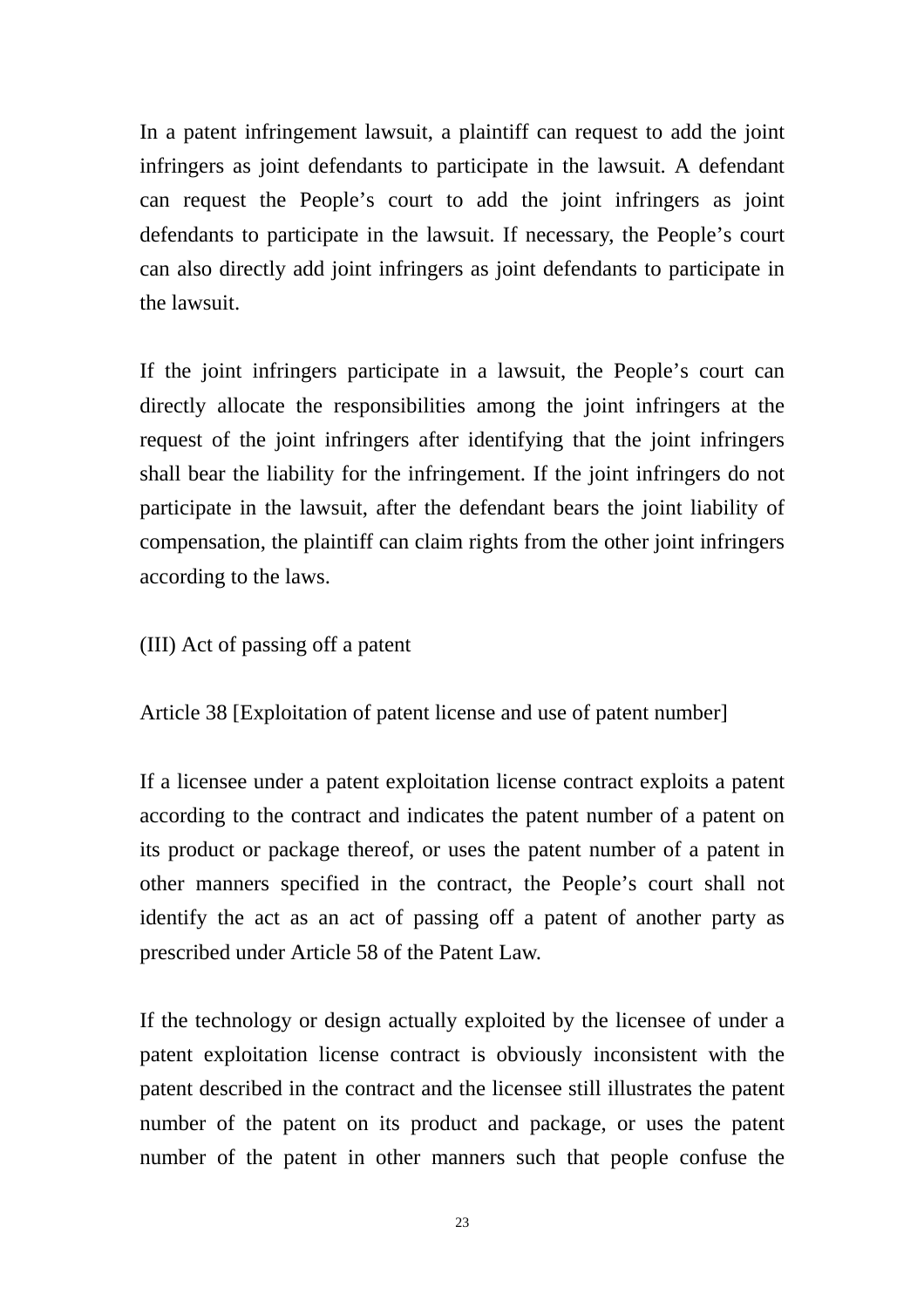In a patent infringement lawsuit, a plaintiff can request to add the joint infringers as joint defendants to participate in the lawsuit. A defendant can request the People's court to add the joint infringers as joint defendants to participate in the lawsuit. If necessary, the People's court can also directly add joint infringers as joint defendants to participate in the lawsuit.

If the joint infringers participate in a lawsuit, the People's court can directly allocate the responsibilities among the joint infringers at the request of the joint infringers after identifying that the joint infringers shall bear the liability for the infringement. If the joint infringers do not participate in the lawsuit, after the defendant bears the joint liability of compensation, the plaintiff can claim rights from the other joint infringers according to the laws.

### (III) Act of passing off a patent

#### Article 38 [Exploitation of patent license and use of patent number]

If a licensee under a patent exploitation license contract exploits a patent according to the contract and indicates the patent number of a patent on its product or package thereof, or uses the patent number of a patent in other manners specified in the contract, the People's court shall not identify the act as an act of passing off a patent of another party as prescribed under Article 58 of the Patent Law.

If the technology or design actually exploited by the licensee of under a patent exploitation license contract is obviously inconsistent with the patent described in the contract and the licensee still illustrates the patent number of the patent on its product and package, or uses the patent number of the patent in other manners such that people confuse the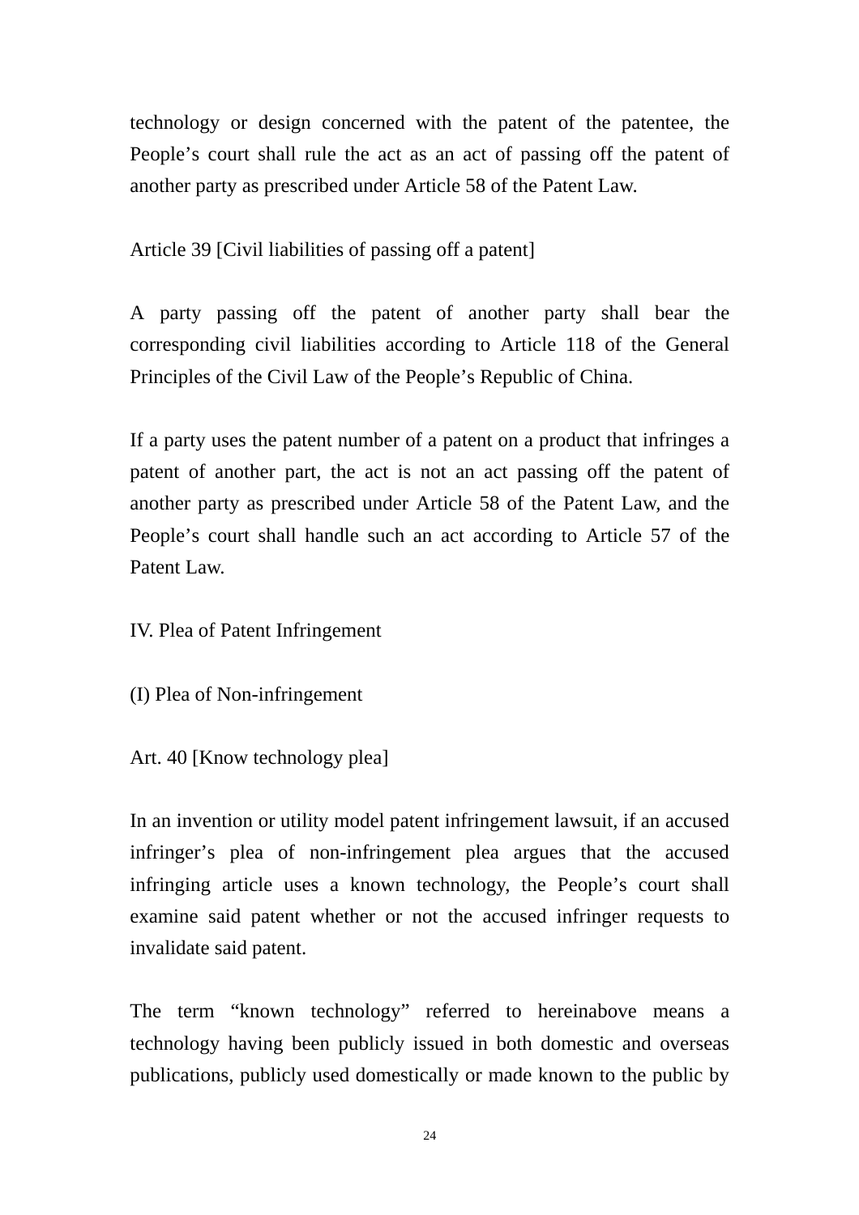technology or design concerned with the patent of the patentee, the People's court shall rule the act as an act of passing off the patent of another party as prescribed under Article 58 of the Patent Law.

Article 39 [Civil liabilities of passing off a patent]

A party passing off the patent of another party shall bear the corresponding civil liabilities according to Article 118 of the General Principles of the Civil Law of the People's Republic of China.

If a party uses the patent number of a patent on a product that infringes a patent of another part, the act is not an act passing off the patent of another party as prescribed under Article 58 of the Patent Law, and the People's court shall handle such an act according to Article 57 of the Patent Law.

## IV. Plea of Patent Infringement

### (I) Plea of Non-infringement

Art. 40 [Know technology plea]

In an invention or utility model patent infringement lawsuit, if an accused infringer's plea of non-infringement plea argues that the accused infringing article uses a known technology, the People's court shall examine said patent whether or not the accused infringer requests to invalidate said patent.

The term "known technology" referred to hereinabove means a technology having been publicly issued in both domestic and overseas publications, publicly used domestically or made known to the public by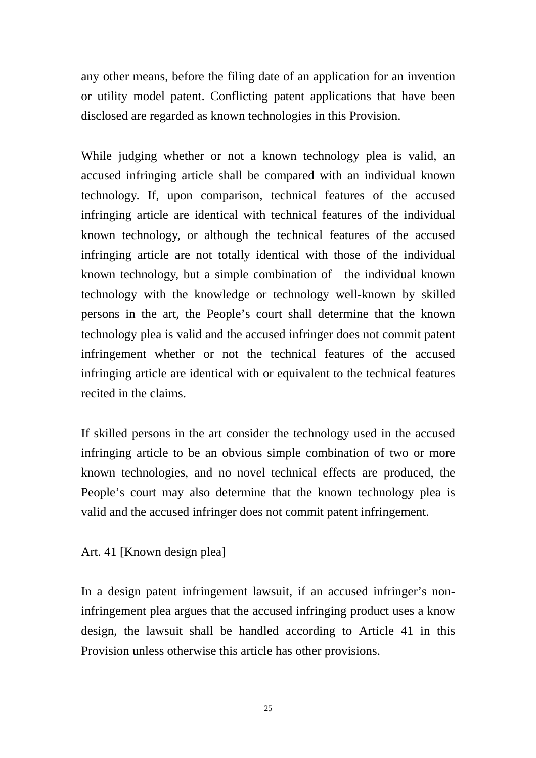any other means, before the filing date of an application for an invention or utility model patent. Conflicting patent applications that have been disclosed are regarded as known technologies in this Provision.

While judging whether or not a known technology plea is valid, an accused infringing article shall be compared with an individual known technology. If, upon comparison, technical features of the accused infringing article are identical with technical features of the individual known technology, or although the technical features of the accused infringing article are not totally identical with those of the individual known technology, but a simple combination of the individual known technology with the knowledge or technology well-known by skilled persons in the art, the People's court shall determine that the known technology plea is valid and the accused infringer does not commit patent infringement whether or not the technical features of the accused infringing article are identical with or equivalent to the technical features recited in the claims.

If skilled persons in the art consider the technology used in the accused infringing article to be an obvious simple combination of two or more known technologies, and no novel technical effects are produced, the People's court may also determine that the known technology plea is valid and the accused infringer does not commit patent infringement.

Art. 41 [Known design plea]

In a design patent infringement lawsuit, if an accused infringer's non-infringement plea argues that the accused infringing product uses a know design, the lawsuit shall be handled according to Article 41 in this Provision unless otherwise this article has other provisions.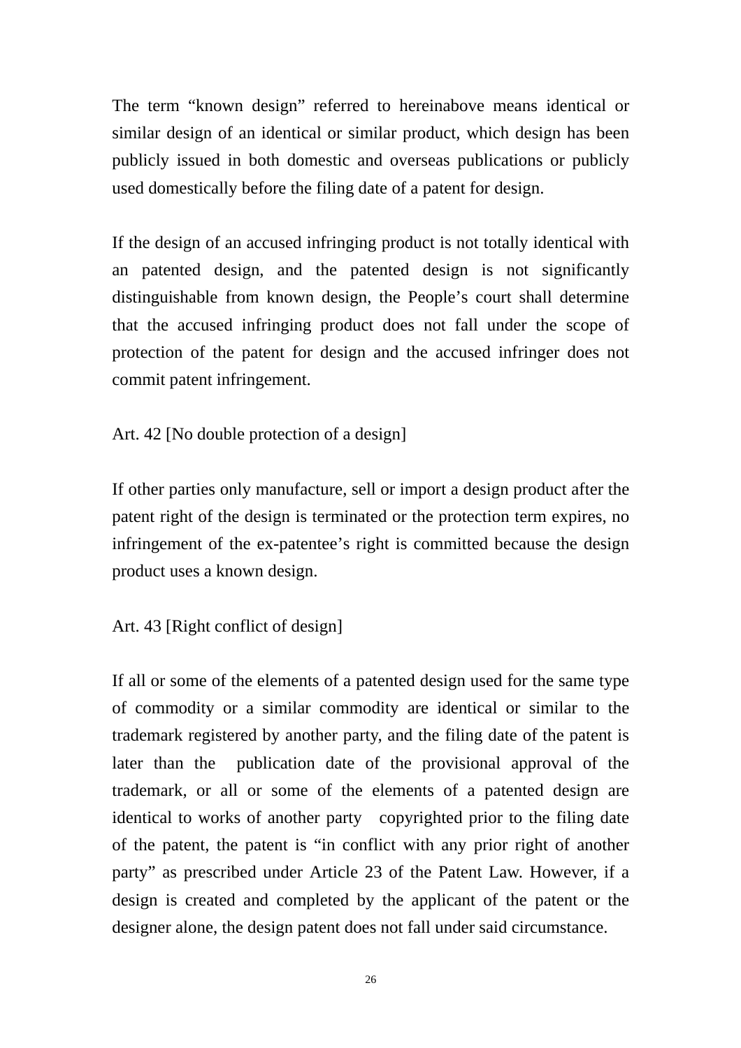The term “known design” referred to hereinabove means identical or similar design of an identical or similar product, which design has been publicly issued in both domestic and overseas publications or publicly used domestically before the filing date of a patent for design.

If the design of an accused infringing product is not totally identical with an patented design, and the patented design is not significantly distinguishable from known design, the People’s court shall determine that the accused infringing product does not fall under the scope of protection of the patent for design and the accused infringer does not commit patent infringement.

Art. 42 [No double protection of a design]

If other parties only manufacture, sell or import a design product after the patent right of the design is terminated or the protection term expires, no infringement of the ex-patentee’s right is committed because the design product uses a known design.

Art. 43 [Right conflict of design]

If all or some of the elements of a patented design used for the same type of commodity or a similar commodity are identical or similar to the trademark registered by another party, and the filing date of the patent is later than the publication date of the provisional approval of the trademark, or all or some of the elements of a patented design are identical to works of another party copyrighted prior to the filing date of the patent, the patent is “in conflict with any prior right of another party” as prescribed under Article 23 of the Patent Law. However, if a design is created and completed by the applicant of the patent or the designer alone, the design patent does not fall under said circumstance.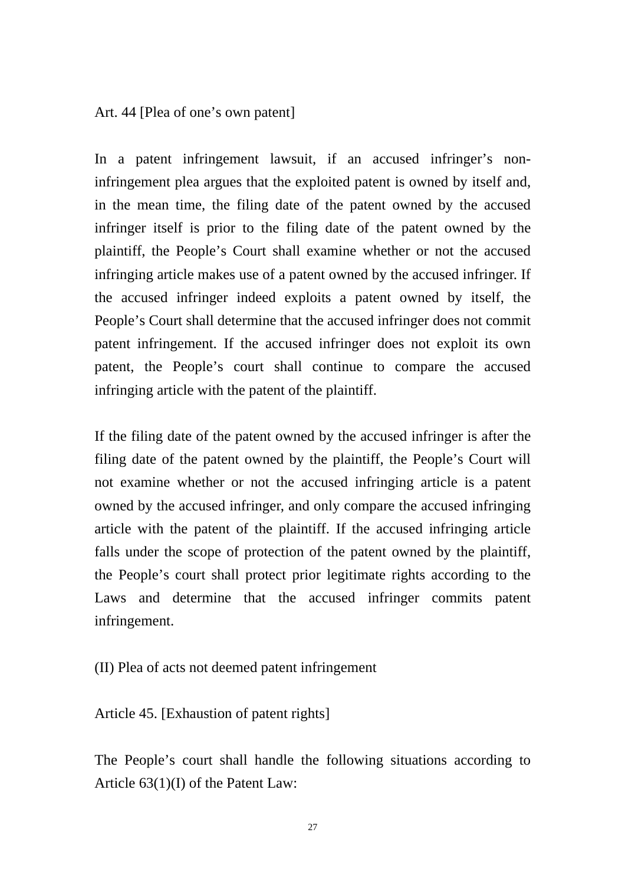Art. 44 [Plea of one’s own patent]

In a patent infringement lawsuit, if an accused infringer’s non-infringement plea argues that the exploited patent is owned by itself and, in the mean time, the filing date of the patent owned by the accused infringer itself is prior to the filing date of the patent owned by the plaintiff, the People’s Court shall examine whether or not the accused infringing article makes use of a patent owned by the accused infringer. If the accused infringer indeed exploits a patent owned by itself, the People’s Court shall determine that the accused infringer does not commit patent infringement. If the accused infringer does not exploit its own patent, the People’s court shall continue to compare the accused infringing article with the patent of the plaintiff.

If the filing date of the patent owned by the accused infringer is after the filing date of the patent owned by the plaintiff, the People’s Court will not examine whether or not the accused infringing article is a patent owned by the accused infringer, and only compare the accused infringing article with the patent of the plaintiff. If the accused infringing article falls under the scope of protection of the patent owned by the plaintiff, the People’s court shall protect prior legitimate rights according to the Laws and determine that the accused infringer commits patent infringement.

(II) Plea of acts not deemed patent infringement

Article 45. [Exhaustion of patent rights]

The People’s court shall handle the following situations according to Article 63(1)(I) of the Patent Law: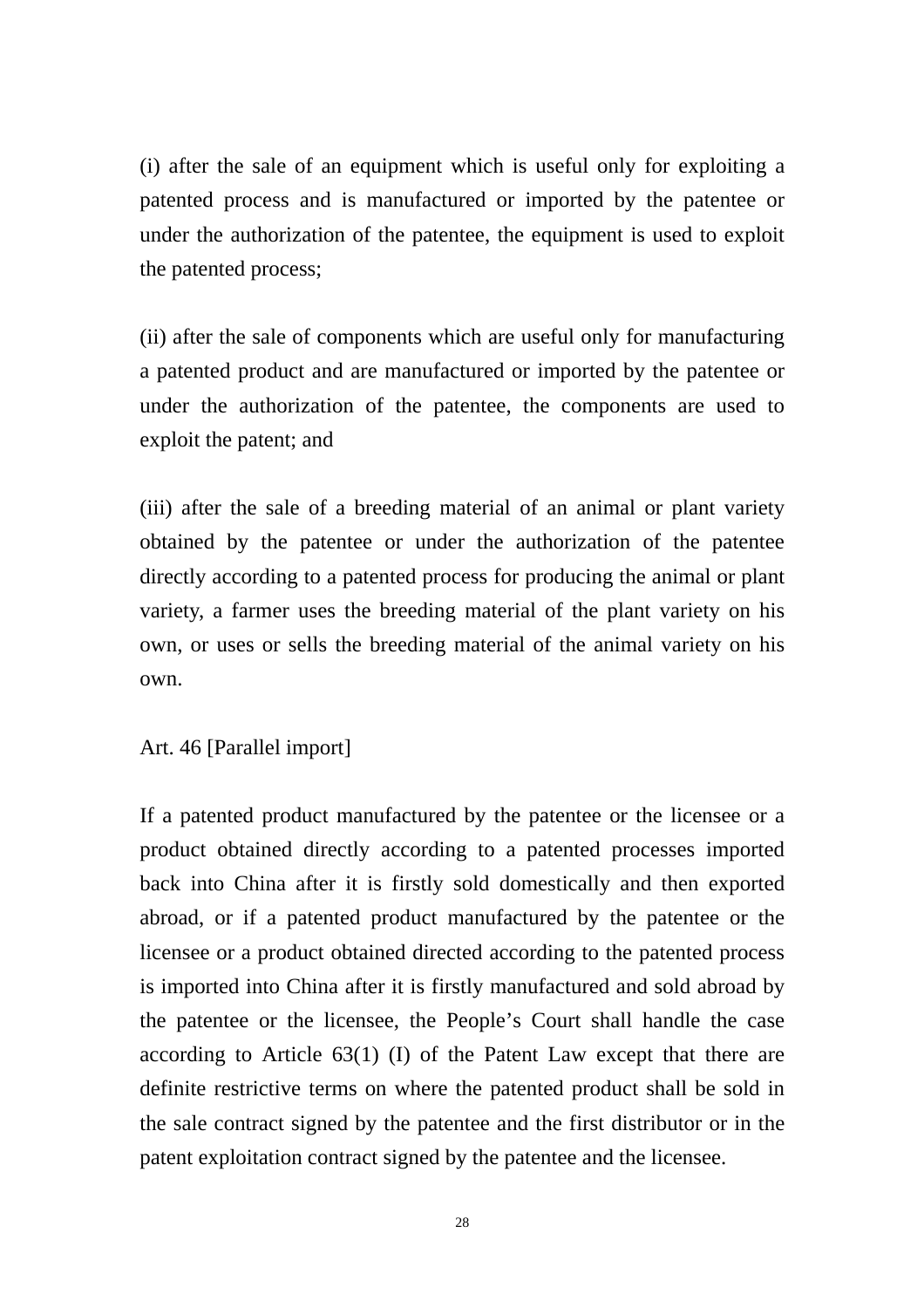(i) after the sale of an equipment which is useful only for exploiting a patented process and is manufactured or imported by the patentee or under the authorization of the patentee, the equipment is used to exploit the patented process;

(ii) after the sale of components which are useful only for manufacturing a patented product and are manufactured or imported by the patentee or under the authorization of the patentee, the components are used to exploit the patent; and

(iii) after the sale of a breeding material of an animal or plant variety obtained by the patentee or under the authorization of the patentee directly according to a patented process for producing the animal or plant variety, a farmer uses the breeding material of the plant variety on his own, or uses or sells the breeding material of the animal variety on his own.

Art. 46 [Parallel import]

If a patented product manufactured by the patentee or the licensee or a product obtained directly according to a patented processes imported back into China after it is firstly sold domestically and then exported abroad, or if a patented product manufactured by the patentee or the licensee or a product obtained directed according to the patented process is imported into China after it is firstly manufactured and sold abroad by the patentee or the licensee, the People's Court shall handle the case according to Article 63(1) (I) of the Patent Law except that there are definite restrictive terms on where the patented product shall be sold in the sale contract signed by the patentee and the first distributor or in the patent exploitation contract signed by the patentee and the licensee.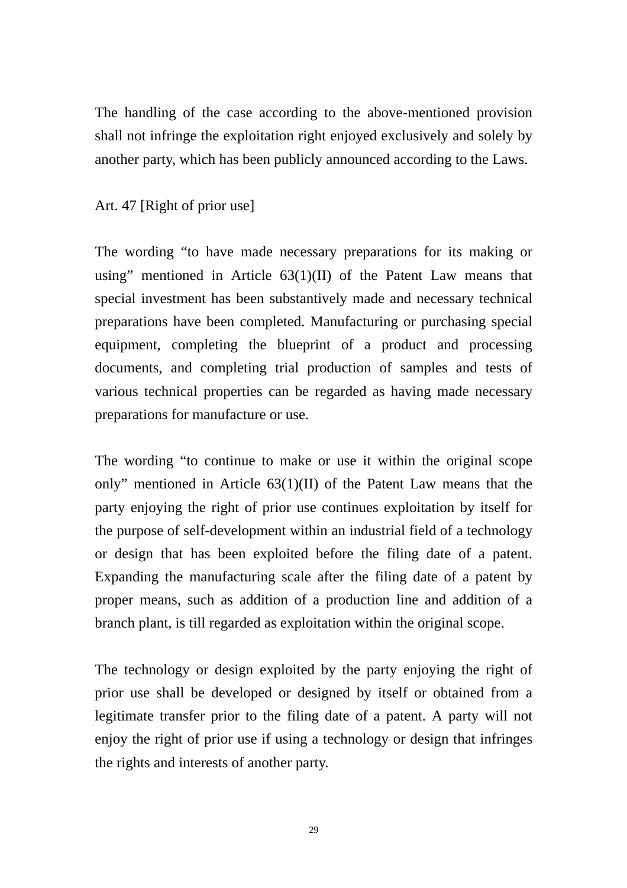The handling of the case according to the above-mentioned provision shall not infringe the exploitation right enjoyed exclusively and solely by another party, which has been publicly announced according to the Laws.

Art. 47 [Right of prior use]

The wording "to have made necessary preparations for its making or using" mentioned in Article 63(1)(II) of the Patent Law means that special investment has been substantively made and necessary technical preparations have been completed. Manufacturing or purchasing special equipment, completing the blueprint of a product and processing documents, and completing trial production of samples and tests of various technical properties can be regarded as having made necessary preparations for manufacture or use.

The wording "to continue to make or use it within the original scope only" mentioned in Article 63(1)(II) of the Patent Law means that the party enjoying the right of prior use continues exploitation by itself for the purpose of self-development within an industrial field of a technology or design that has been exploited before the filing date of a patent. Expanding the manufacturing scale after the filing date of a patent by proper means, such as addition of a production line and addition of a branch plant, is till regarded as exploitation within the original scope.

The technology or design exploited by the party enjoying the right of prior use shall be developed or designed by itself or obtained from a legitimate transfer prior to the filing date of a patent. A party will not enjoy the right of prior use if using a technology or design that infringes the rights and interests of another party.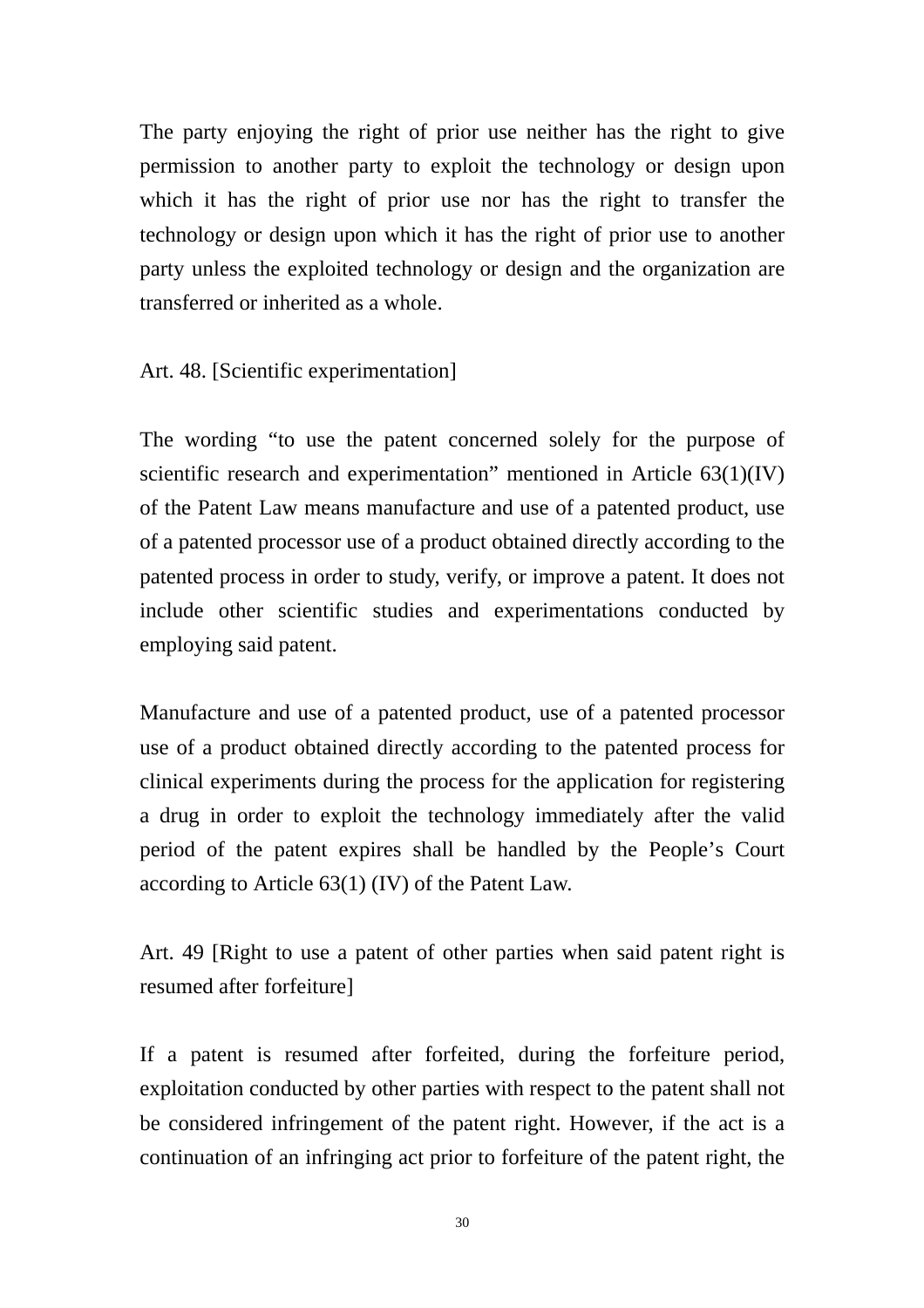The party enjoying the right of prior use neither has the right to give permission to another party to exploit the technology or design upon which it has the right of prior use nor has the right to transfer the technology or design upon which it has the right of prior use to another party unless the exploited technology or design and the organization are transferred or inherited as a whole.

Art. 48. [Scientific experimentation]

The wording “to use the patent concerned solely for the purpose of scientific research and experimentation” mentioned in Article 63(1)(IV) of the Patent Law means manufacture and use of a patented product, use of a patented processor use of a product obtained directly according to the patented process in order to study, verify, or improve a patent. It does not include other scientific studies and experimentations conducted by employing said patent.

Manufacture and use of a patented product, use of a patented processor use of a product obtained directly according to the patented process for clinical experiments during the process for the application for registering a drug in order to exploit the technology immediately after the valid period of the patent expires shall be handled by the People’s Court according to Article 63(1) (IV) of the Patent Law.

Art. 49 [Right to use a patent of other parties when said patent right is resumed after forfeiture]

If a patent is resumed after forfeited, during the forfeiture period, exploitation conducted by other parties with respect to the patent shall not be considered infringement of the patent right. However, if the act is a continuation of an infringing act prior to forfeiture of the patent right, the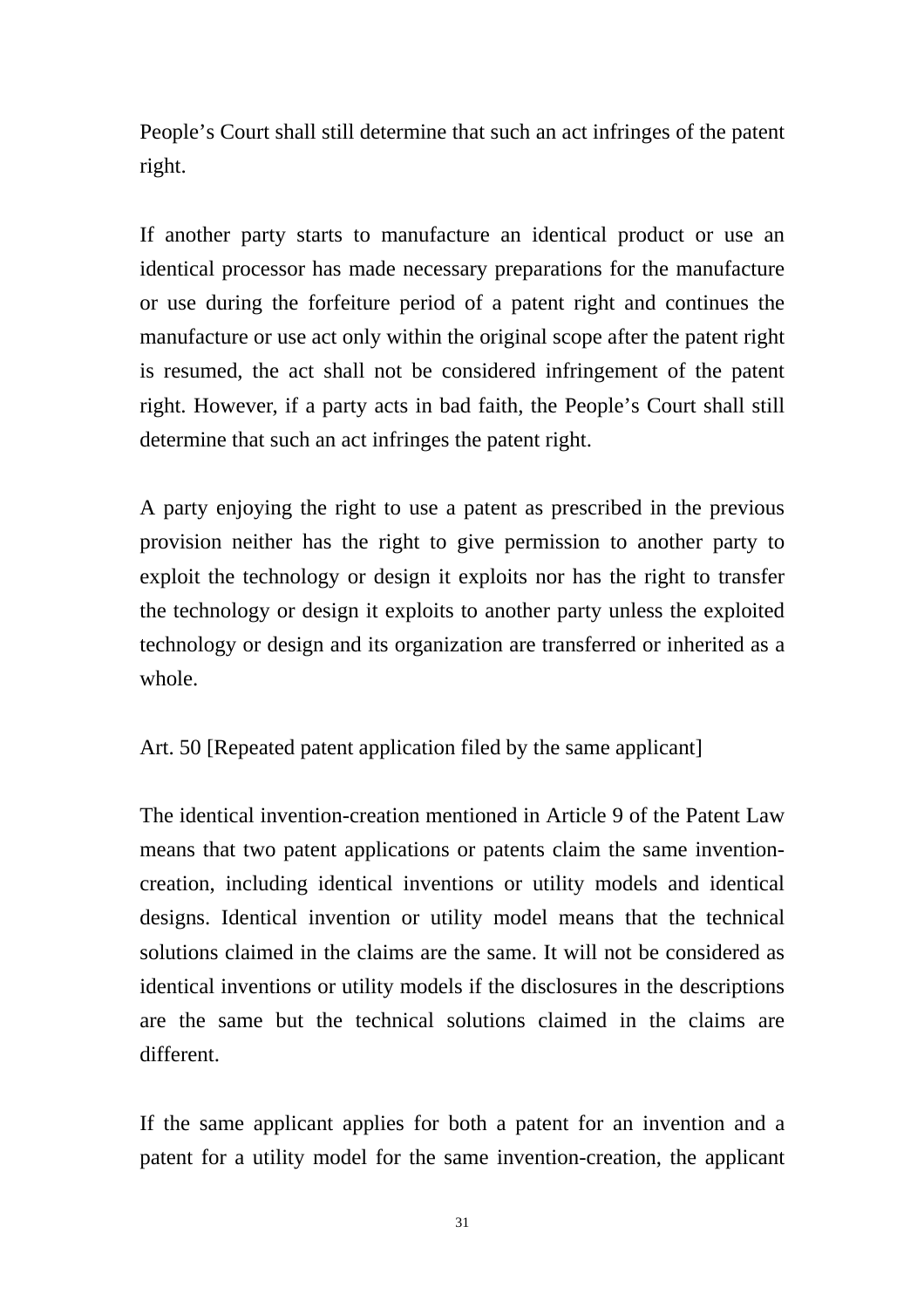People’s Court shall still determine that such an act infringes of the patent right.

If another party starts to manufacture an identical product or use an identical processor has made necessary preparations for the manufacture or use during the forfeiture period of a patent right and continues the manufacture or use act only within the original scope after the patent right is resumed, the act shall not be considered infringement of the patent right. However, if a party acts in bad faith, the People’s Court shall still determine that such an act infringes the patent right.

A party enjoying the right to use a patent as prescribed in the previous provision neither has the right to give permission to another party to exploit the technology or design it exploits nor has the right to transfer the technology or design it exploits to another party unless the exploited technology or design and its organization are transferred or inherited as a whole.

Art. 50 [Repeated patent application filed by the same applicant]

The identical invention-creation mentioned in Article 9 of the Patent Law means that two patent applications or patents claim the same invention-creation, including identical inventions or utility models and identical designs. Identical invention or utility model means that the technical solutions claimed in the claims are the same. It will not be considered as identical inventions or utility models if the disclosures in the descriptions are the same but the technical solutions claimed in the claims are different.

If the same applicant applies for both a patent for an invention and a patent for a utility model for the same invention-creation, the applicant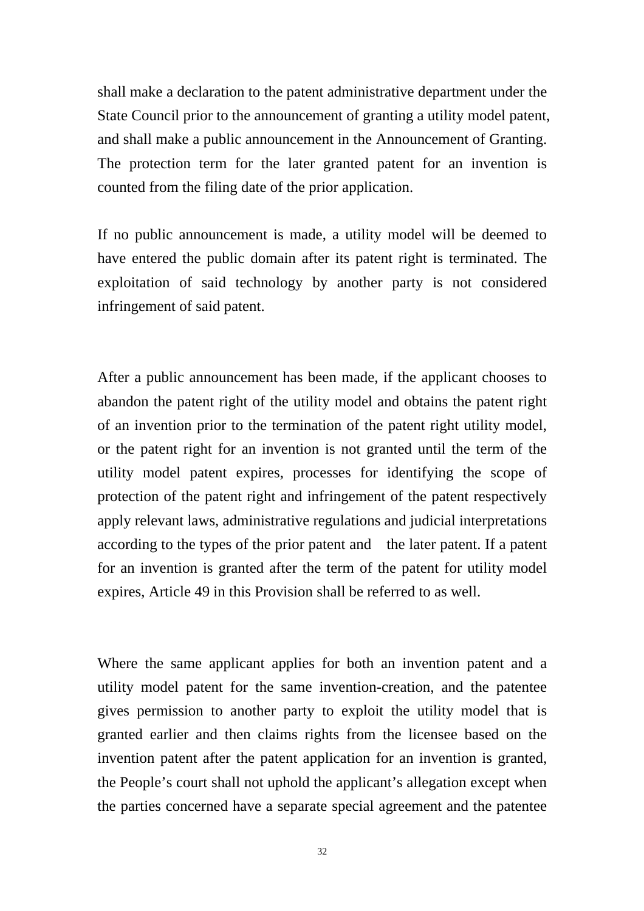shall make a declaration to the patent administrative department under the State Council prior to the announcement of granting a utility model patent, and shall make a public announcement in the Announcement of Granting. The protection term for the later granted patent for an invention is counted from the filing date of the prior application.

If no public announcement is made, a utility model will be deemed to have entered the public domain after its patent right is terminated. The exploitation of said technology by another party is not considered infringement of said patent.

After a public announcement has been made, if the applicant chooses to abandon the patent right of the utility model and obtains the patent right of an invention prior to the termination of the patent right utility model, or the patent right for an invention is not granted until the term of the utility model patent expires, processes for identifying the scope of protection of the patent right and infringement of the patent respectively apply relevant laws, administrative regulations and judicial interpretations according to the types of the prior patent and the later patent. If a patent for an invention is granted after the term of the patent for utility model expires, Article 49 in this Provision shall be referred to as well.

Where the same applicant applies for both an invention patent and a utility model patent for the same invention-creation, and the patentee gives permission to another party to exploit the utility model that is granted earlier and then claims rights from the licensee based on the invention patent after the patent application for an invention is granted, the People's court shall not uphold the applicant's allegation except when the parties concerned have a separate special agreement and the patentee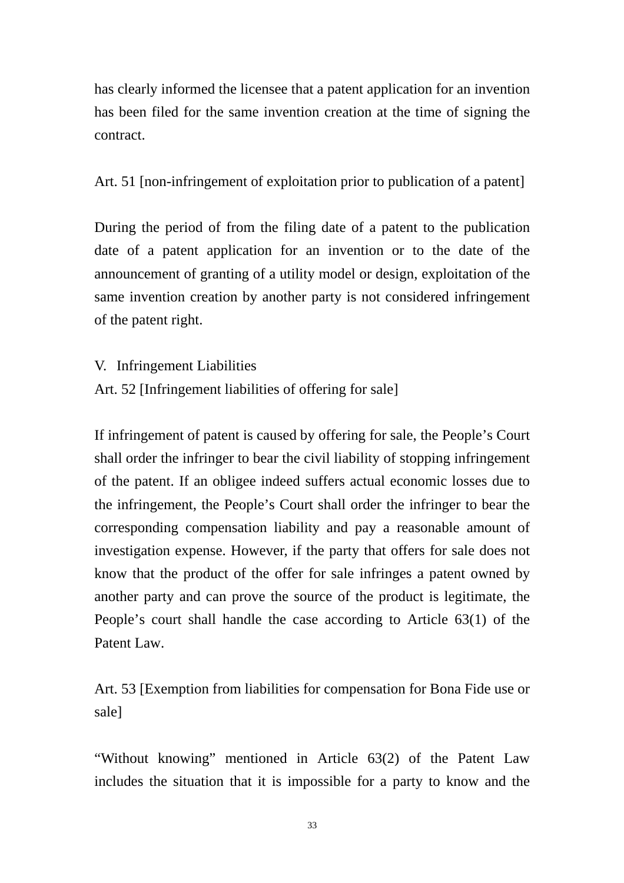has clearly informed the licensee that a patent application for an invention has been filed for the same invention creation at the time of signing the contract.

Art. 51 [non-infringement of exploitation prior to publication of a patent]

During the period of from the filing date of a patent to the publication date of a patent application for an invention or to the date of the announcement of granting of a utility model or design, exploitation of the same invention creation by another party is not considered infringement of the patent right.

## V. Infringement Liabilities

Art. 52 [Infringement liabilities of offering for sale]

If infringement of patent is caused by offering for sale, the People's Court shall order the infringer to bear the civil liability of stopping infringement of the patent. If an obligee indeed suffers actual economic losses due to the infringement, the People's Court shall order the infringer to bear the corresponding compensation liability and pay a reasonable amount of investigation expense. However, if the party that offers for sale does not know that the product of the offer for sale infringes a patent owned by another party and can prove the source of the product is legitimate, the People's court shall handle the case according to Article 63(1) of the Patent Law.

Art. 53 [Exemption from liabilities for compensation for Bona Fide use or sale]

"Without knowing" mentioned in Article 63(2) of the Patent Law includes the situation that it is impossible for a party to know and the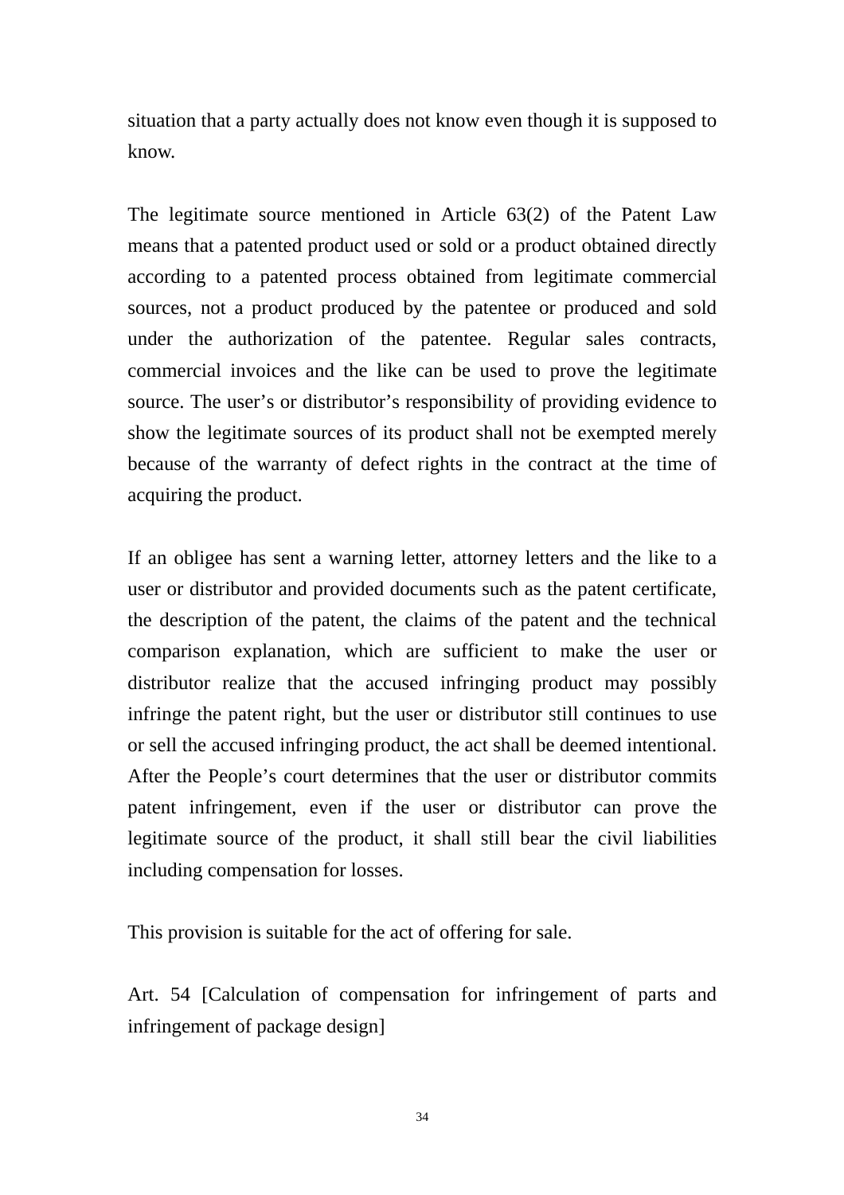situation that a party actually does not know even though it is supposed to know.

The legitimate source mentioned in Article 63(2) of the Patent Law means that a patented product used or sold or a product obtained directly according to a patented process obtained from legitimate commercial sources, not a product produced by the patentee or produced and sold under the authorization of the patentee. Regular sales contracts, commercial invoices and the like can be used to prove the legitimate source. The user's or distributor's responsibility of providing evidence to show the legitimate sources of its product shall not be exempted merely because of the warranty of defect rights in the contract at the time of acquiring the product.

If an obligee has sent a warning letter, attorney letters and the like to a user or distributor and provided documents such as the patent certificate, the description of the patent, the claims of the patent and the technical comparison explanation, which are sufficient to make the user or distributor realize that the accused infringing product may possibly infringe the patent right, but the user or distributor still continues to use or sell the accused infringing product, the act shall be deemed intentional. After the People's court determines that the user or distributor commits patent infringement, even if the user or distributor can prove the legitimate source of the product, it shall still bear the civil liabilities including compensation for losses.

This provision is suitable for the act of offering for sale.

Art. 54 [Calculation of compensation for infringement of parts and infringement of package design]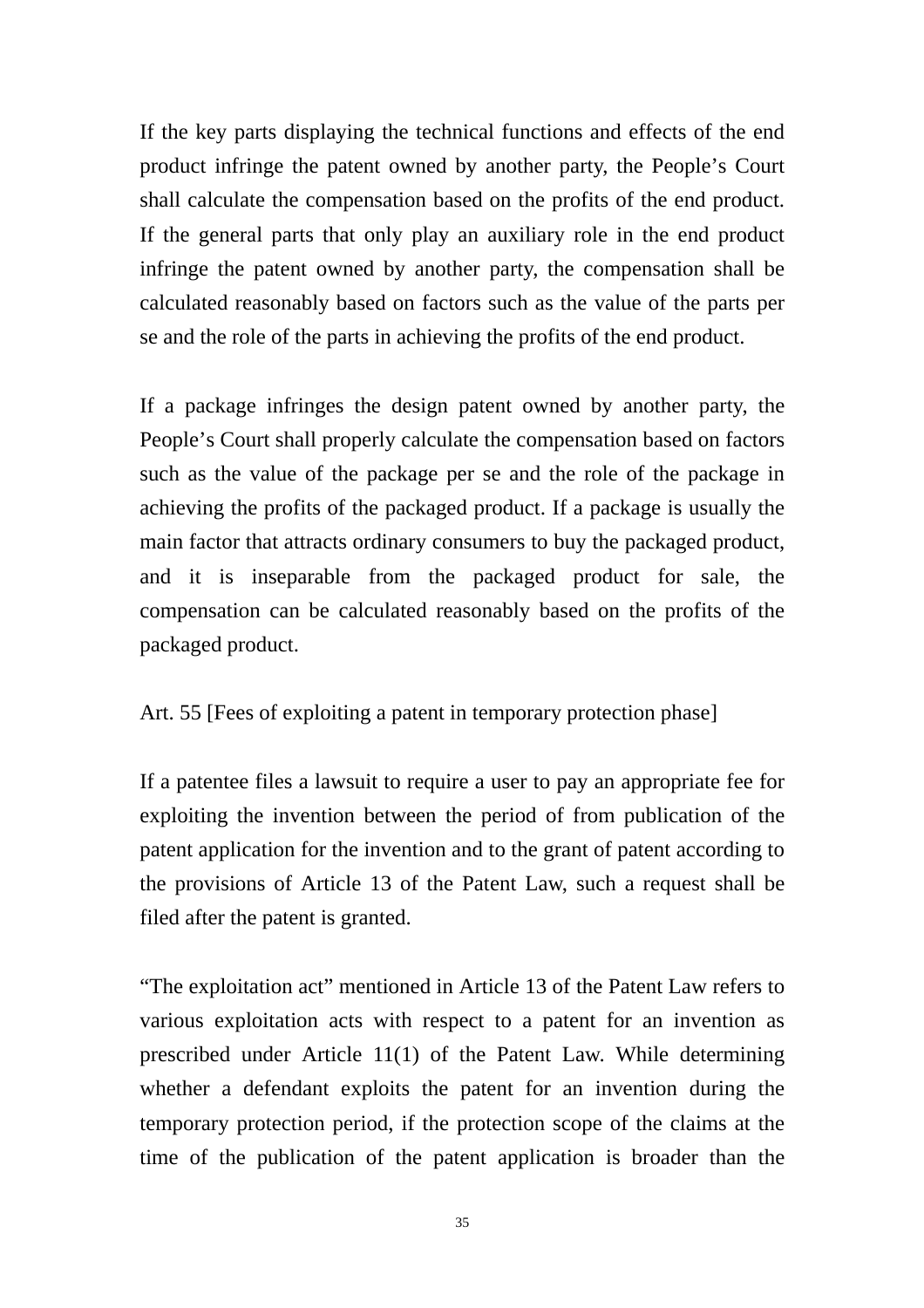If the key parts displaying the technical functions and effects of the end product infringe the patent owned by another party, the People’s Court shall calculate the compensation based on the profits of the end product. If the general parts that only play an auxiliary role in the end product infringe the patent owned by another party, the compensation shall be calculated reasonably based on factors such as the value of the parts per se and the role of the parts in achieving the profits of the end product.

If a package infringes the design patent owned by another party, the People’s Court shall properly calculate the compensation based on factors such as the value of the package per se and the role of the package in achieving the profits of the packaged product. If a package is usually the main factor that attracts ordinary consumers to buy the packaged product, and it is inseparable from the packaged product for sale, the compensation can be calculated reasonably based on the profits of the packaged product.

Art. 55 [Fees of exploiting a patent in temporary protection phase]

If a patentee files a lawsuit to require a user to pay an appropriate fee for exploiting the invention between the period of from publication of the patent application for the invention and to the grant of patent according to the provisions of Article 13 of the Patent Law, such a request shall be filed after the patent is granted.

“The exploitation act” mentioned in Article 13 of the Patent Law refers to various exploitation acts with respect to a patent for an invention as prescribed under Article 11(1) of the Patent Law. While determining whether a defendant exploits the patent for an invention during the temporary protection period, if the protection scope of the claims at the time of the publication of the patent application is broader than the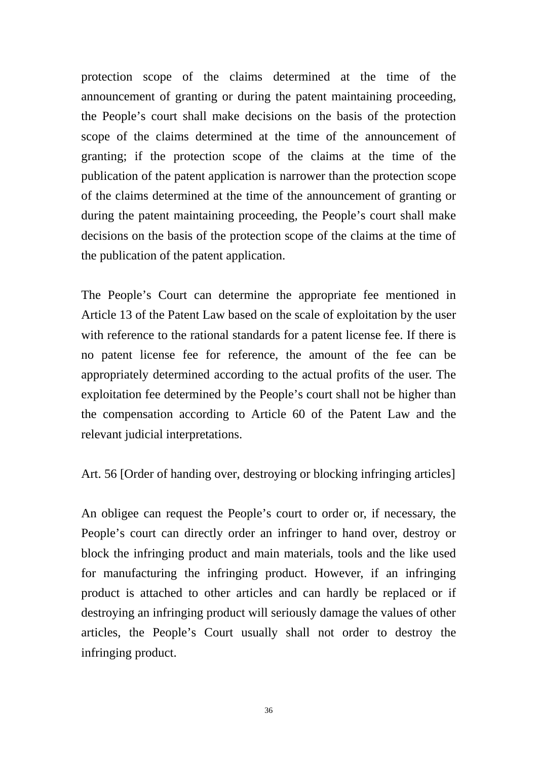protection scope of the claims determined at the time of the announcement of granting or during the patent maintaining proceeding, the People's court shall make decisions on the basis of the protection scope of the claims determined at the time of the announcement of granting; if the protection scope of the claims at the time of the publication of the patent application is narrower than the protection scope of the claims determined at the time of the announcement of granting or during the patent maintaining proceeding, the People's court shall make decisions on the basis of the protection scope of the claims at the time of the publication of the patent application.

The People's Court can determine the appropriate fee mentioned in Article 13 of the Patent Law based on the scale of exploitation by the user with reference to the rational standards for a patent license fee. If there is no patent license fee for reference, the amount of the fee can be appropriately determined according to the actual profits of the user. The exploitation fee determined by the People's court shall not be higher than the compensation according to Article 60 of the Patent Law and the relevant judicial interpretations.

Art. 56 [Order of handing over, destroying or blocking infringing articles]

An obligee can request the People's court to order or, if necessary, the People's court can directly order an infringer to hand over, destroy or block the infringing product and main materials, tools and the like used for manufacturing the infringing product. However, if an infringing product is attached to other articles and can hardly be replaced or if destroying an infringing product will seriously damage the values of other articles, the People's Court usually shall not order to destroy the infringing product.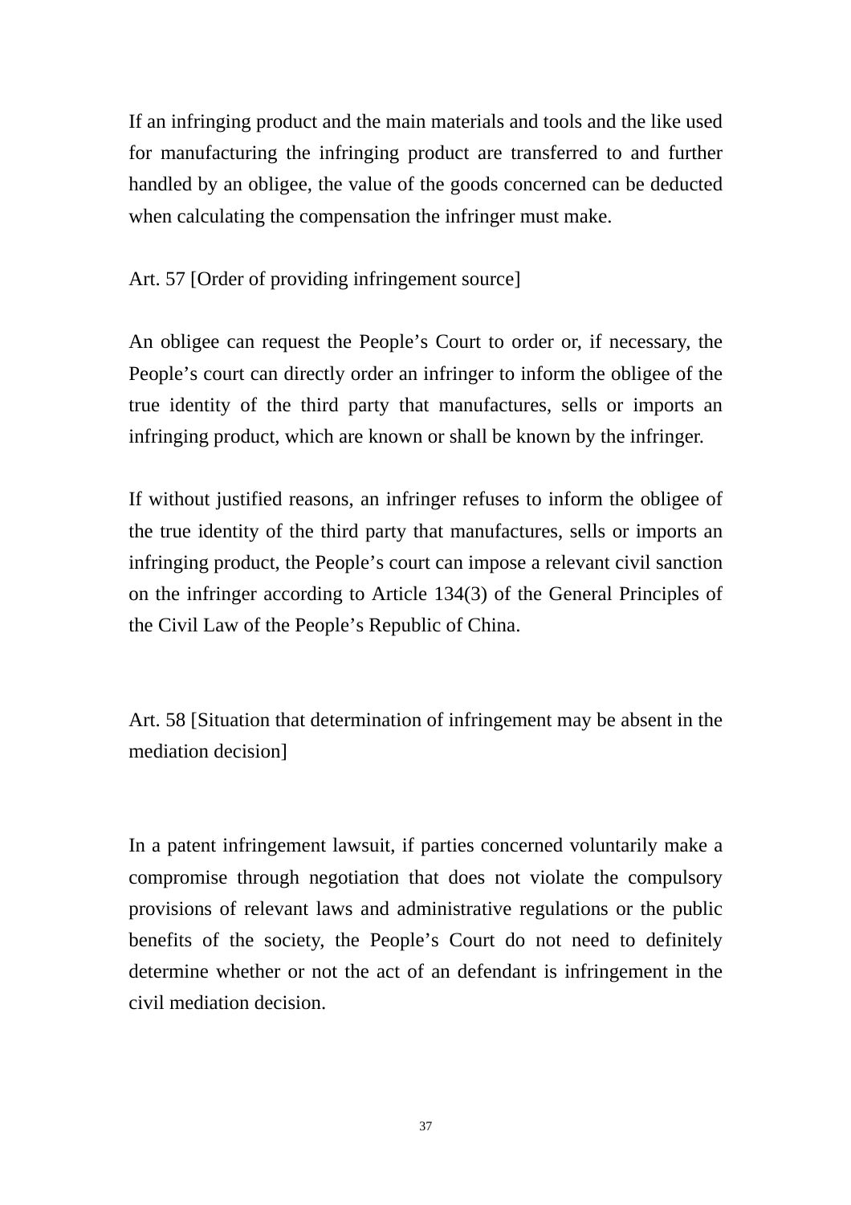If an infringing product and the main materials and tools and the like used for manufacturing the infringing product are transferred to and further handled by an obligee, the value of the goods concerned can be deducted when calculating the compensation the infringer must make.

Art. 57 [Order of providing infringement source]

An obligee can request the People's Court to order or, if necessary, the People's court can directly order an infringer to inform the obligee of the true identity of the third party that manufactures, sells or imports an infringing product, which are known or shall be known by the infringer.

If without justified reasons, an infringer refuses to inform the obligee of the true identity of the third party that manufactures, sells or imports an infringing product, the People's court can impose a relevant civil sanction on the infringer according to Article 134(3) of the General Principles of the Civil Law of the People's Republic of China.

Art. 58 [Situation that determination of infringement may be absent in the mediation decision]

In a patent infringement lawsuit, if parties concerned voluntarily make a compromise through negotiation that does not violate the compulsory provisions of relevant laws and administrative regulations or the public benefits of the society, the People's Court do not need to definitely determine whether or not the act of an defendant is infringement in the civil mediation decision.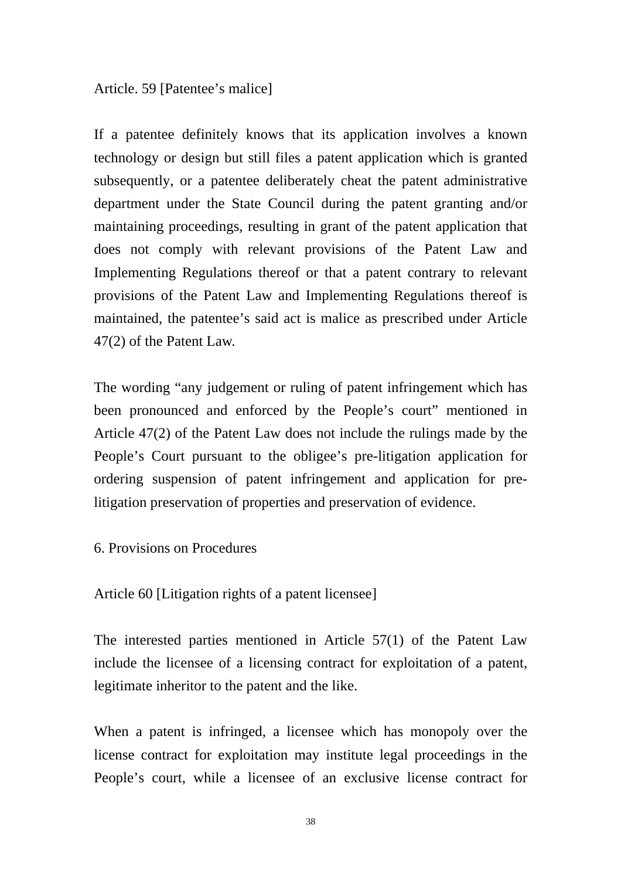Article. 59 [Patentee's malice]

If a patentee definitely knows that its application involves a known technology or design but still files a patent application which is granted subsequently, or a patentee deliberately cheat the patent administrative department under the State Council during the patent granting and/or maintaining proceedings, resulting in grant of the patent application that does not comply with relevant provisions of the Patent Law and Implementing Regulations thereof or that a patent contrary to relevant provisions of the Patent Law and Implementing Regulations thereof is maintained, the patentee's said act is malice as prescribed under Article 47(2) of the Patent Law.

The wording "any judgement or ruling of patent infringement which has been pronounced and enforced by the People's court" mentioned in Article 47(2) of the Patent Law does not include the rulings made by the People's Court pursuant to the obligee's pre-litigation application for ordering suspension of patent infringement and application for pre-litigation preservation of properties and preservation of evidence.

## 6. Provisions on Procedures

Article 60 [Litigation rights of a patent licensee]

The interested parties mentioned in Article 57(1) of the Patent Law include the licensee of a licensing contract for exploitation of a patent, legitimate inheritor to the patent and the like.

When a patent is infringed, a licensee which has monopoly over the license contract for exploitation may institute legal proceedings in the People's court, while a licensee of an exclusive license contract for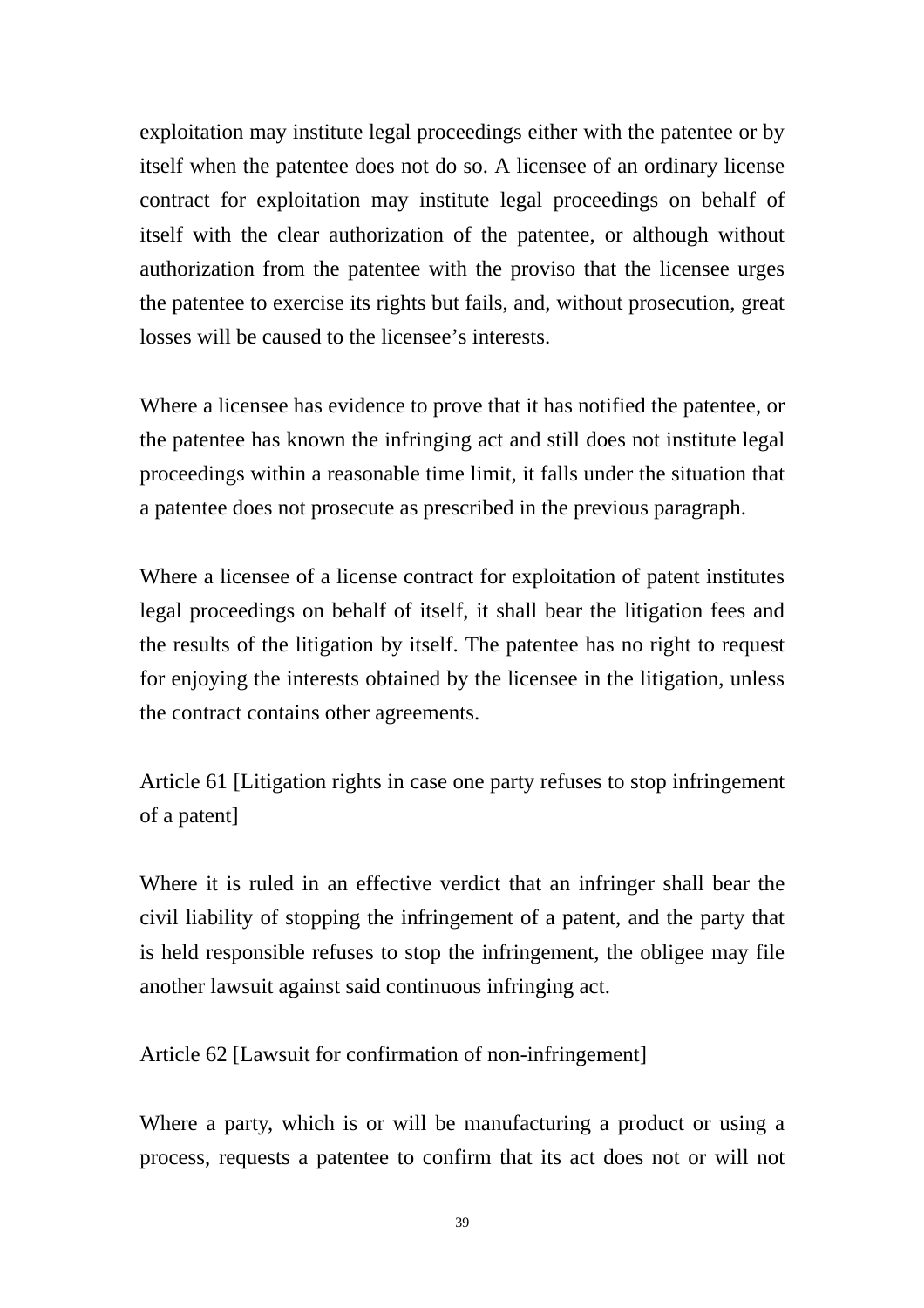exploitation may institute legal proceedings either with the patentee or by itself when the patentee does not do so. A licensee of an ordinary license contract for exploitation may institute legal proceedings on behalf of itself with the clear authorization of the patentee, or although without authorization from the patentee with the proviso that the licensee urges the patentee to exercise its rights but fails, and, without prosecution, great losses will be caused to the licensee's interests.

Where a licensee has evidence to prove that it has notified the patentee, or the patentee has known the infringing act and still does not institute legal proceedings within a reasonable time limit, it falls under the situation that a patentee does not prosecute as prescribed in the previous paragraph.

Where a licensee of a license contract for exploitation of patent institutes legal proceedings on behalf of itself, it shall bear the litigation fees and the results of the litigation by itself. The patentee has no right to request for enjoying the interests obtained by the licensee in the litigation, unless the contract contains other agreements.

Article 61 [Litigation rights in case one party refuses to stop infringement of a patent]

Where it is ruled in an effective verdict that an infringer shall bear the civil liability of stopping the infringement of a patent, and the party that is held responsible refuses to stop the infringement, the obligee may file another lawsuit against said continuous infringing act.

Article 62 [Lawsuit for confirmation of non-infringement]

Where a party, which is or will be manufacturing a product or using a process, requests a patentee to confirm that its act does not or will not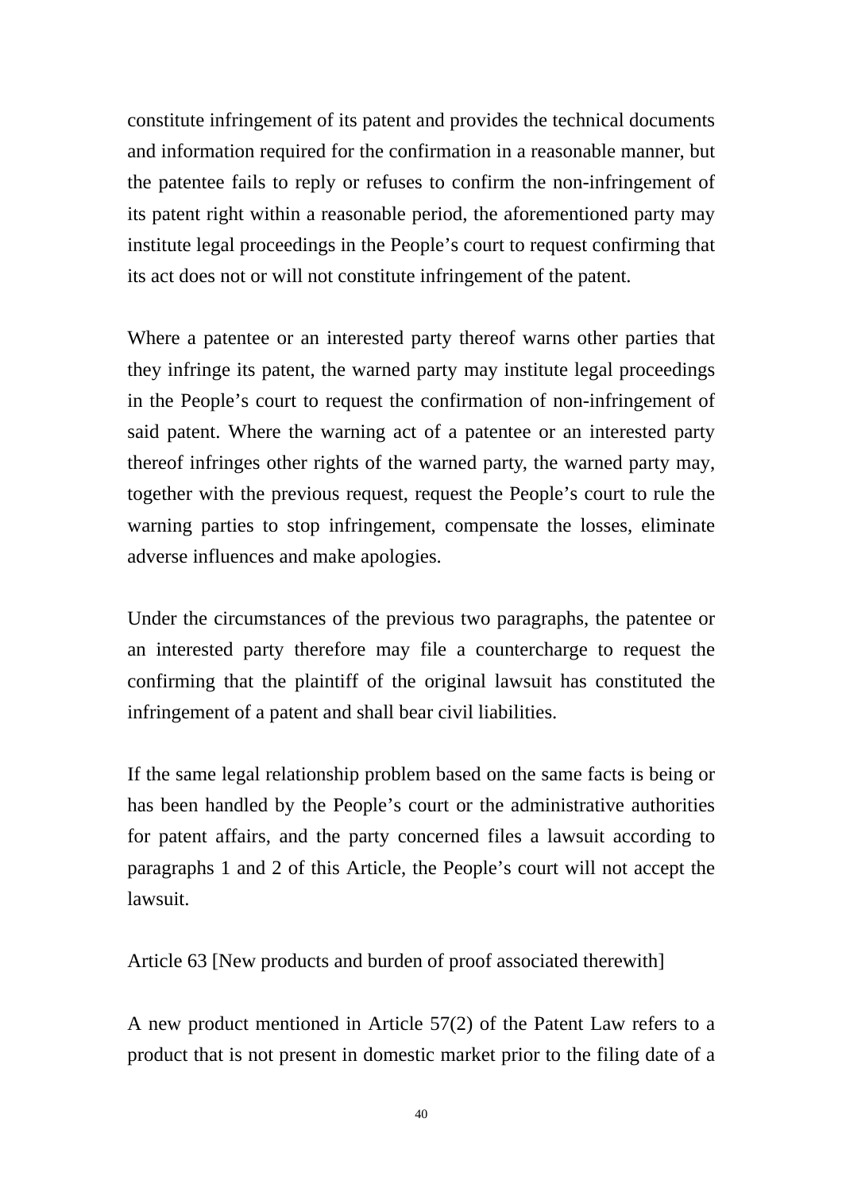constitute infringement of its patent and provides the technical documents and information required for the confirmation in a reasonable manner, but the patentee fails to reply or refuses to confirm the non-infringement of its patent right within a reasonable period, the aforementioned party may institute legal proceedings in the People's court to request confirming that its act does not or will not constitute infringement of the patent.

Where a patentee or an interested party thereof warns other parties that they infringe its patent, the warned party may institute legal proceedings in the People's court to request the confirmation of non-infringement of said patent. Where the warning act of a patentee or an interested party thereof infringes other rights of the warned party, the warned party may, together with the previous request, request the People's court to rule the warning parties to stop infringement, compensate the losses, eliminate adverse influences and make apologies.

Under the circumstances of the previous two paragraphs, the patentee or an interested party therefore may file a countercharge to request the confirming that the plaintiff of the original lawsuit has constituted the infringement of a patent and shall bear civil liabilities.

If the same legal relationship problem based on the same facts is being or has been handled by the People's court or the administrative authorities for patent affairs, and the party concerned files a lawsuit according to paragraphs 1 and 2 of this Article, the People's court will not accept the lawsuit.

Article 63 [New products and burden of proof associated therewith]

A new product mentioned in Article 57(2) of the Patent Law refers to a product that is not present in domestic market prior to the filing date of a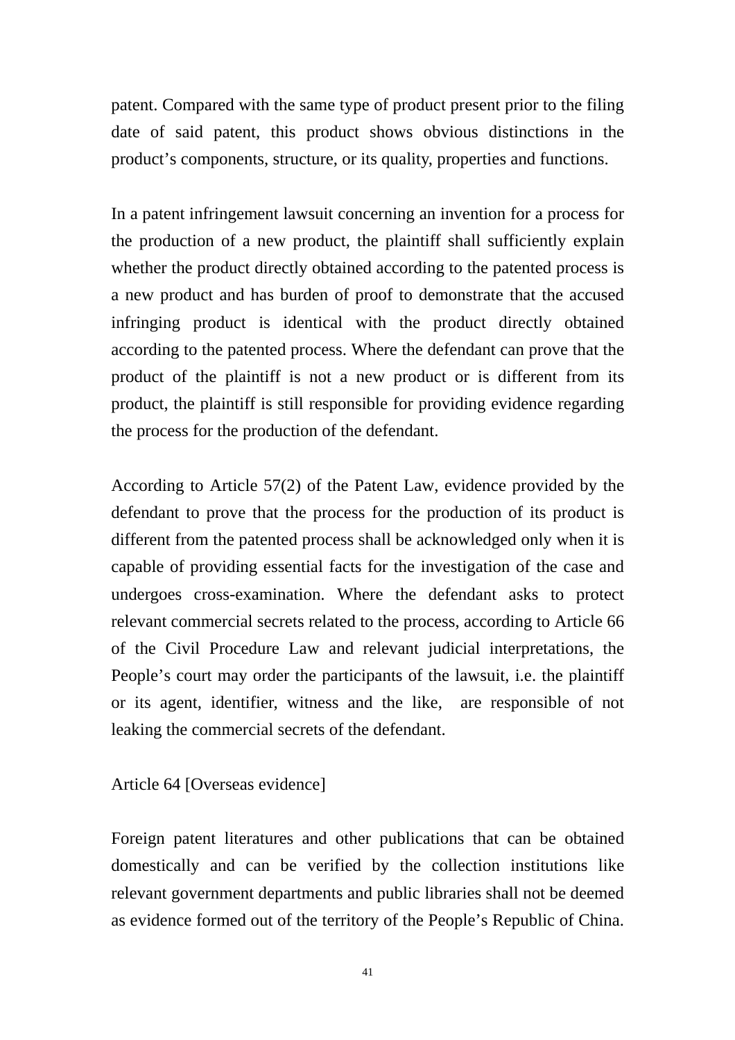patent. Compared with the same type of product present prior to the filing date of said patent, this product shows obvious distinctions in the product's components, structure, or its quality, properties and functions.

In a patent infringement lawsuit concerning an invention for a process for the production of a new product, the plaintiff shall sufficiently explain whether the product directly obtained according to the patented process is a new product and has burden of proof to demonstrate that the accused infringing product is identical with the product directly obtained according to the patented process. Where the defendant can prove that the product of the plaintiff is not a new product or is different from its product, the plaintiff is still responsible for providing evidence regarding the process for the production of the defendant.

According to Article 57(2) of the Patent Law, evidence provided by the defendant to prove that the process for the production of its product is different from the patented process shall be acknowledged only when it is capable of providing essential facts for the investigation of the case and undergoes cross-examination. Where the defendant asks to protect relevant commercial secrets related to the process, according to Article 66 of the Civil Procedure Law and relevant judicial interpretations, the People's court may order the participants of the lawsuit, i.e. the plaintiff or its agent, identifier, witness and the like, are responsible of not leaking the commercial secrets of the defendant.

Article 64 [Overseas evidence]

Foreign patent literatures and other publications that can be obtained domestically and can be verified by the collection institutions like relevant government departments and public libraries shall not be deemed as evidence formed out of the territory of the People's Republic of China.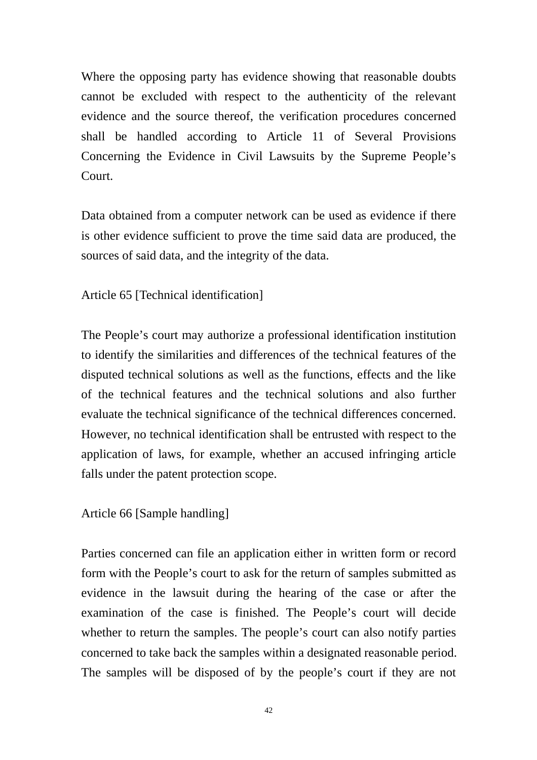Where the opposing party has evidence showing that reasonable doubts cannot be excluded with respect to the authenticity of the relevant evidence and the source thereof, the verification procedures concerned shall be handled according to Article 11 of Several Provisions Concerning the Evidence in Civil Lawsuits by the Supreme People's Court.

Data obtained from a computer network can be used as evidence if there is other evidence sufficient to prove the time said data are produced, the sources of said data, and the integrity of the data.

Article 65 [Technical identification]

The People's court may authorize a professional identification institution to identify the similarities and differences of the technical features of the disputed technical solutions as well as the functions, effects and the like of the technical features and the technical solutions and also further evaluate the technical significance of the technical differences concerned. However, no technical identification shall be entrusted with respect to the application of laws, for example, whether an accused infringing article falls under the patent protection scope.

Article 66 [Sample handling]

Parties concerned can file an application either in written form or record form with the People's court to ask for the return of samples submitted as evidence in the lawsuit during the hearing of the case or after the examination of the case is finished. The People's court will decide whether to return the samples. The people's court can also notify parties concerned to take back the samples within a designated reasonable period. The samples will be disposed of by the people's court if they are not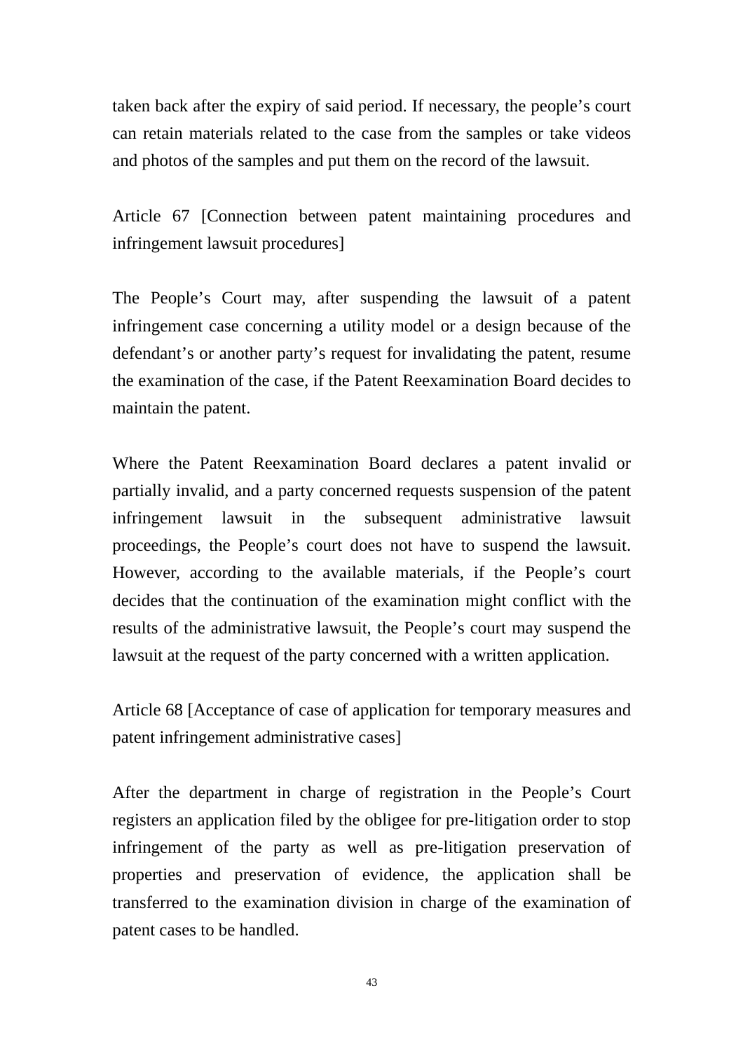taken back after the expiry of said period. If necessary, the people's court can retain materials related to the case from the samples or take videos and photos of the samples and put them on the record of the lawsuit.

Article 67 [Connection between patent maintaining procedures and infringement lawsuit procedures]

The People's Court may, after suspending the lawsuit of a patent infringement case concerning a utility model or a design because of the defendant's or another party's request for invalidating the patent, resume the examination of the case, if the Patent Reexamination Board decides to maintain the patent.

Where the Patent Reexamination Board declares a patent invalid or partially invalid, and a party concerned requests suspension of the patent infringement lawsuit in the subsequent administrative lawsuit proceedings, the People's court does not have to suspend the lawsuit. However, according to the available materials, if the People's court decides that the continuation of the examination might conflict with the results of the administrative lawsuit, the People's court may suspend the lawsuit at the request of the party concerned with a written application.

Article 68 [Acceptance of case of application for temporary measures and patent infringement administrative cases]

After the department in charge of registration in the People's Court registers an application filed by the obligee for pre-litigation order to stop infringement of the party as well as pre-litigation preservation of properties and preservation of evidence, the application shall be transferred to the examination division in charge of the examination of patent cases to be handled.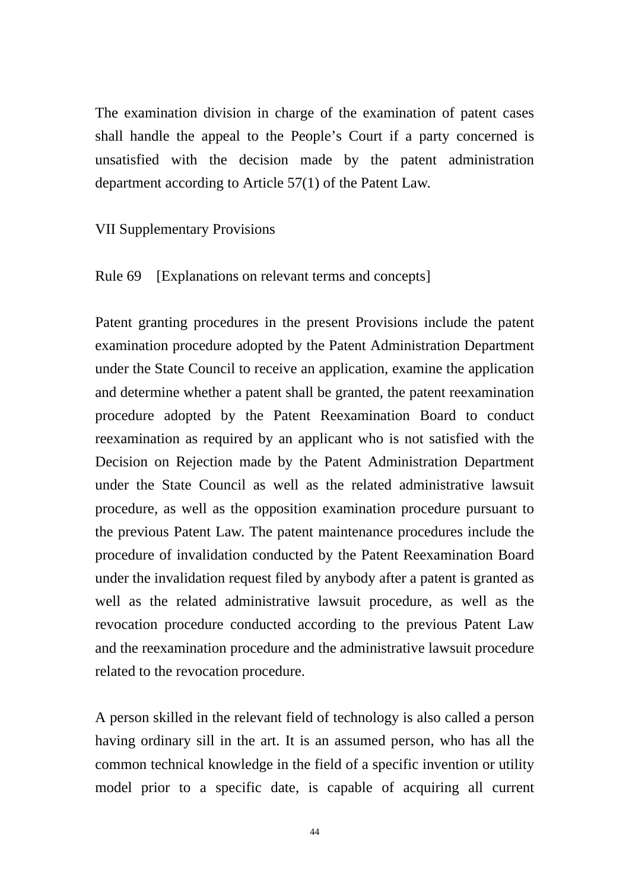The examination division in charge of the examination of patent cases shall handle the appeal to the People's Court if a party concerned is unsatisfied with the decision made by the patent administration department according to Article 57(1) of the Patent Law.

## VII Supplementary Provisions

### Rule 69 [Explanations on relevant terms and concepts]

Patent granting procedures in the present Provisions include the patent examination procedure adopted by the Patent Administration Department under the State Council to receive an application, examine the application and determine whether a patent shall be granted, the patent reexamination procedure adopted by the Patent Reexamination Board to conduct reexamination as required by an applicant who is not satisfied with the Decision on Rejection made by the Patent Administration Department under the State Council as well as the related administrative lawsuit procedure, as well as the opposition examination procedure pursuant to the previous Patent Law. The patent maintenance procedures include the procedure of invalidation conducted by the Patent Reexamination Board under the invalidation request filed by anybody after a patent is granted as well as the related administrative lawsuit procedure, as well as the revocation procedure conducted according to the previous Patent Law and the reexamination procedure and the administrative lawsuit procedure related to the revocation procedure.

A person skilled in the relevant field of technology is also called a person having ordinary sill in the art. It is an assumed person, who has all the common technical knowledge in the field of a specific invention or utility model prior to a specific date, is capable of acquiring all current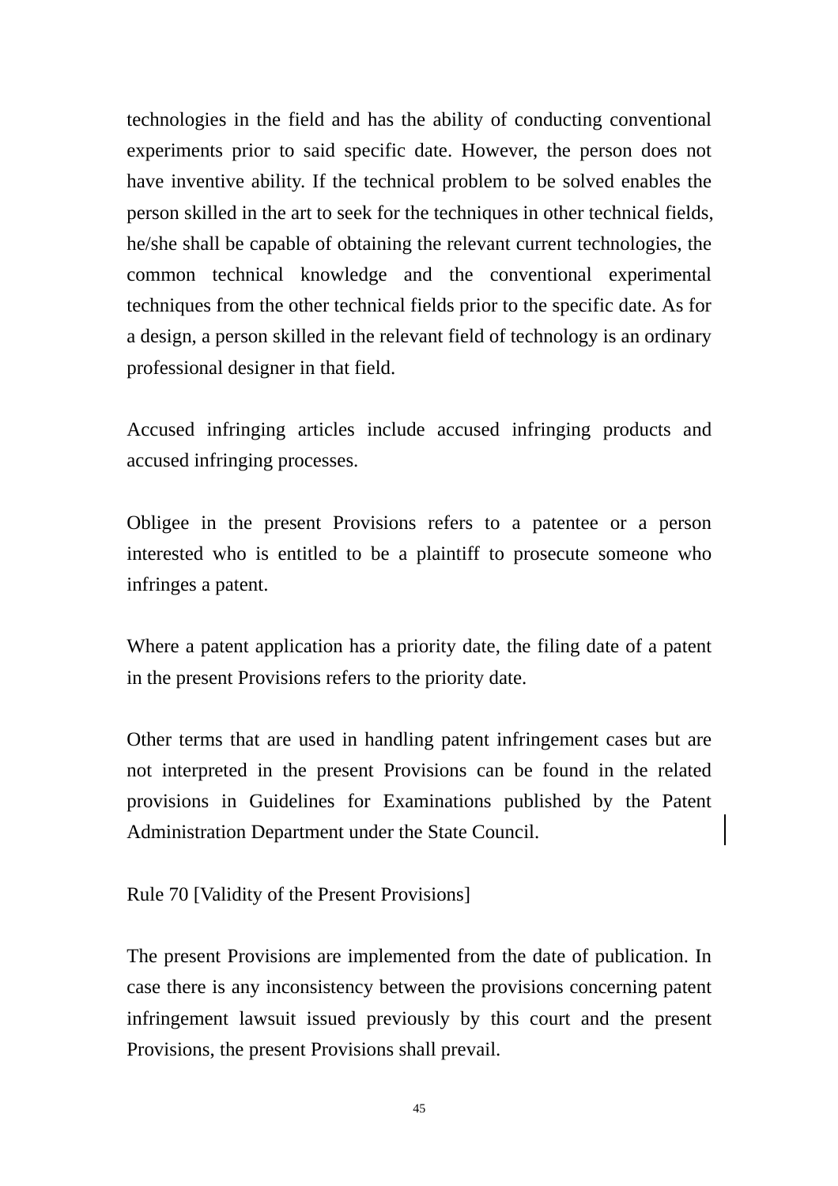technologies in the field and has the ability of conducting conventional experiments prior to said specific date. However, the person does not have inventive ability. If the technical problem to be solved enables the person skilled in the art to seek for the techniques in other technical fields, he/she shall be capable of obtaining the relevant current technologies, the common technical knowledge and the conventional experimental techniques from the other technical fields prior to the specific date. As for a design, a person skilled in the relevant field of technology is an ordinary professional designer in that field.

Accused infringing articles include accused infringing products and accused infringing processes.

Obligee in the present Provisions refers to a patentee or a person interested who is entitled to be a plaintiff to prosecute someone who infringes a patent.

Where a patent application has a priority date, the filing date of a patent in the present Provisions refers to the priority date.

Other terms that are used in handling patent infringement cases but are not interpreted in the present Provisions can be found in the related provisions in Guidelines for Examinations published by the Patent Administration Department under the State Council.

Rule 70 [Validity of the Present Provisions]

The present Provisions are implemented from the date of publication. In case there is any inconsistency between the provisions concerning patent infringement lawsuit issued previously by this court and the present Provisions, the present Provisions shall prevail.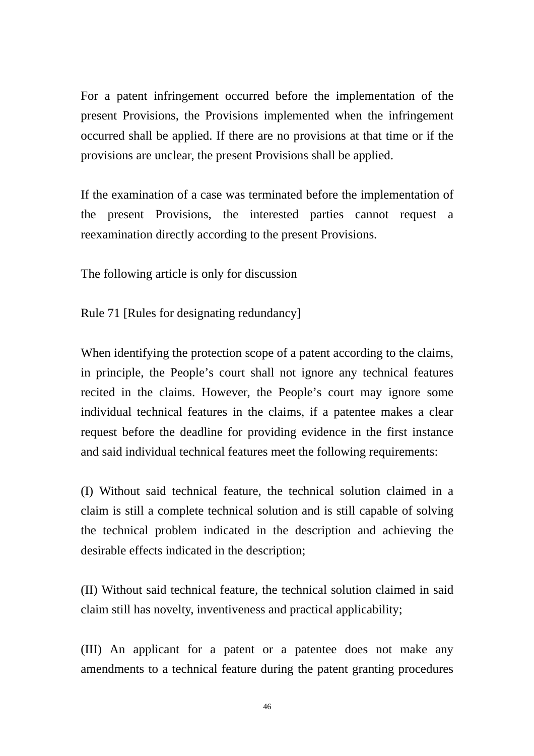For a patent infringement occurred before the implementation of the present Provisions, the Provisions implemented when the infringement occurred shall be applied. If there are no provisions at that time or if the provisions are unclear, the present Provisions shall be applied.

If the examination of a case was terminated before the implementation of the present Provisions, the interested parties cannot request a reexamination directly according to the present Provisions.

The following article is only for discussion

Rule 71 [Rules for designating redundancy]

When identifying the protection scope of a patent according to the claims, in principle, the People's court shall not ignore any technical features recited in the claims. However, the People's court may ignore some individual technical features in the claims, if a patentee makes a clear request before the deadline for providing evidence in the first instance and said individual technical features meet the following requirements:

(I) Without said technical feature, the technical solution claimed in a claim is still a complete technical solution and is still capable of solving the technical problem indicated in the description and achieving the desirable effects indicated in the description;

(II) Without said technical feature, the technical solution claimed in said claim still has novelty, inventiveness and practical applicability;

(III) An applicant for a patent or a patentee does not make any amendments to a technical feature during the patent granting procedures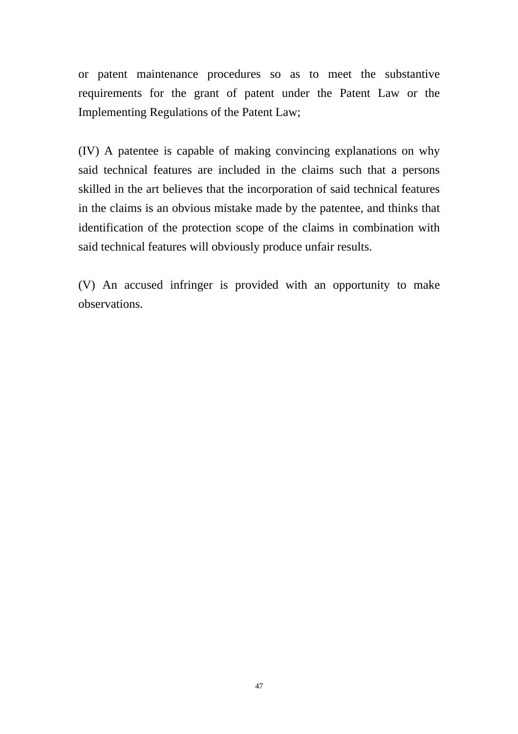or patent maintenance procedures so as to meet the substantive requirements for the grant of patent under the Patent Law or the Implementing Regulations of the Patent Law;

(IV) A patentee is capable of making convincing explanations on why said technical features are included in the claims such that a persons skilled in the art believes that the incorporation of said technical features in the claims is an obvious mistake made by the patentee, and thinks that identification of the protection scope of the claims in combination with said technical features will obviously produce unfair results.

(V) An accused infringer is provided with an opportunity to make observations.